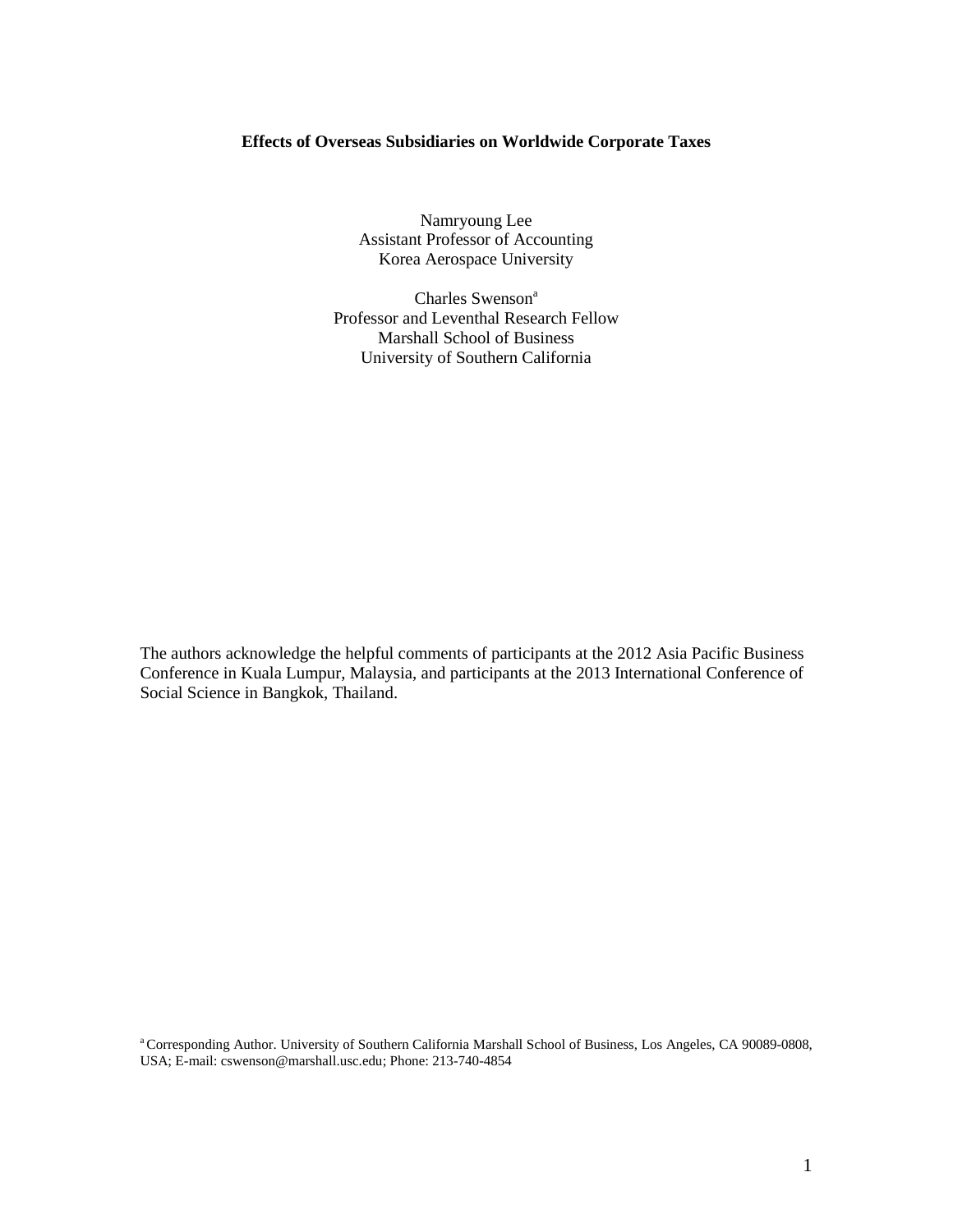**Effects of Overseas Subsidiaries on Worldwide Corporate Taxes**

Namryoung Lee
Assistant Professor of Accounting
Korea Aerospace University

Charles Swenson[a]
Professor and Leventhal Research Fellow
Marshall School of Business
University of Southern California

The authors acknowledge the helpful comments of participants at the 2012 Asia Pacific Business Conference in Kuala Lumpur, Malaysia, and participants at the 2013 International Conference of Social Science in Bangkok, Thailand.

[a] Corresponding Author. University of Southern California Marshall School of Business, Los Angeles, CA 90089-0808, USA; E-mail: cswenson@marshall.usc.edu; Phone: 213-740-4854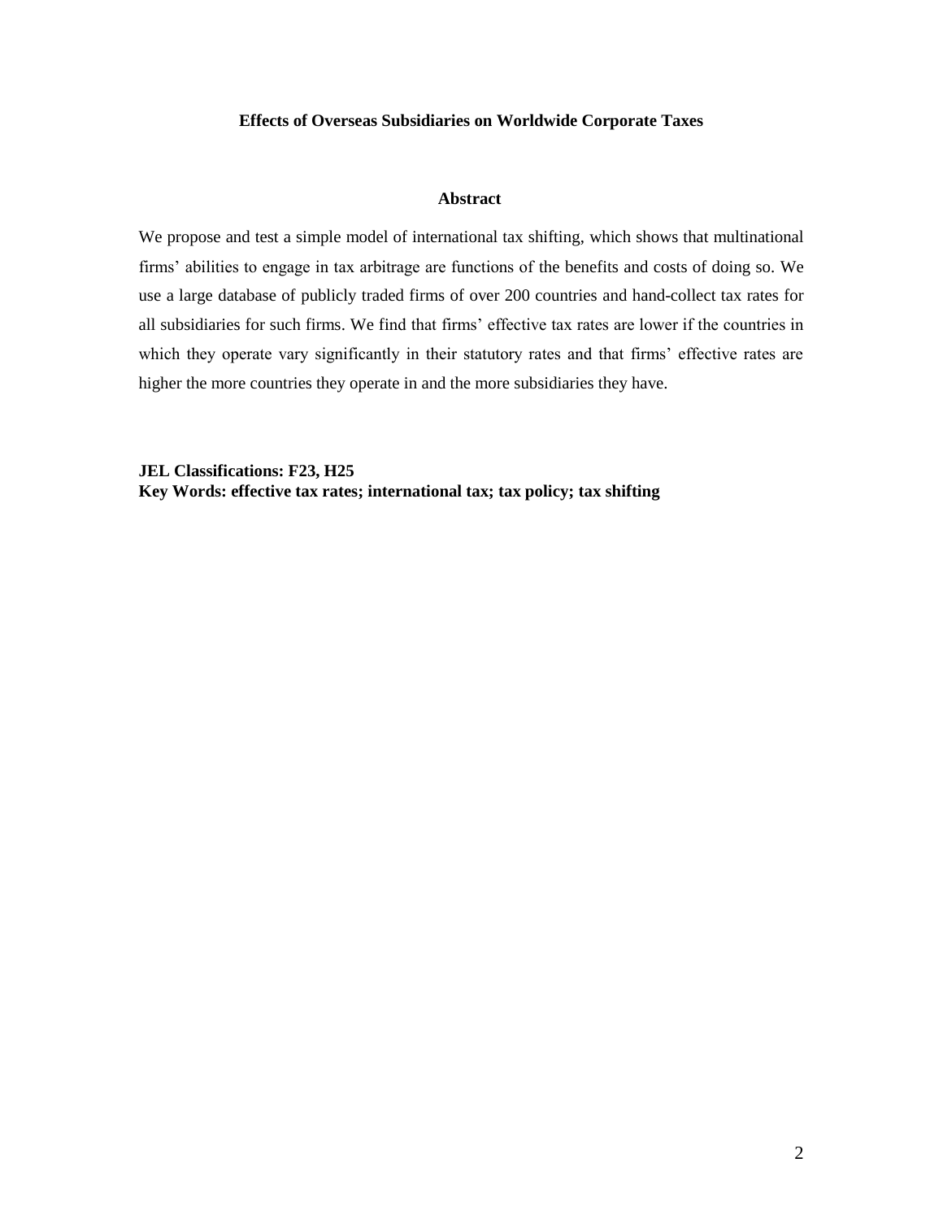**Effects of Overseas Subsidiaries on Worldwide Corporate Taxes**

## Abstract

We propose and test a simple model of international tax shifting, which shows that multinational firms' abilities to engage in tax arbitrage are functions of the benefits and costs of doing so. We use a large database of publicly traded firms of over 200 countries and hand-collect tax rates for all subsidiaries for such firms. We find that firms' effective tax rates are lower if the countries in which they operate vary significantly in their statutory rates and that firms' effective rates are higher the more countries they operate in and the more subsidiaries they have.

**JEL Classifications: F23, H25**
**Key Words: effective tax rates; international tax; tax policy; tax shifting**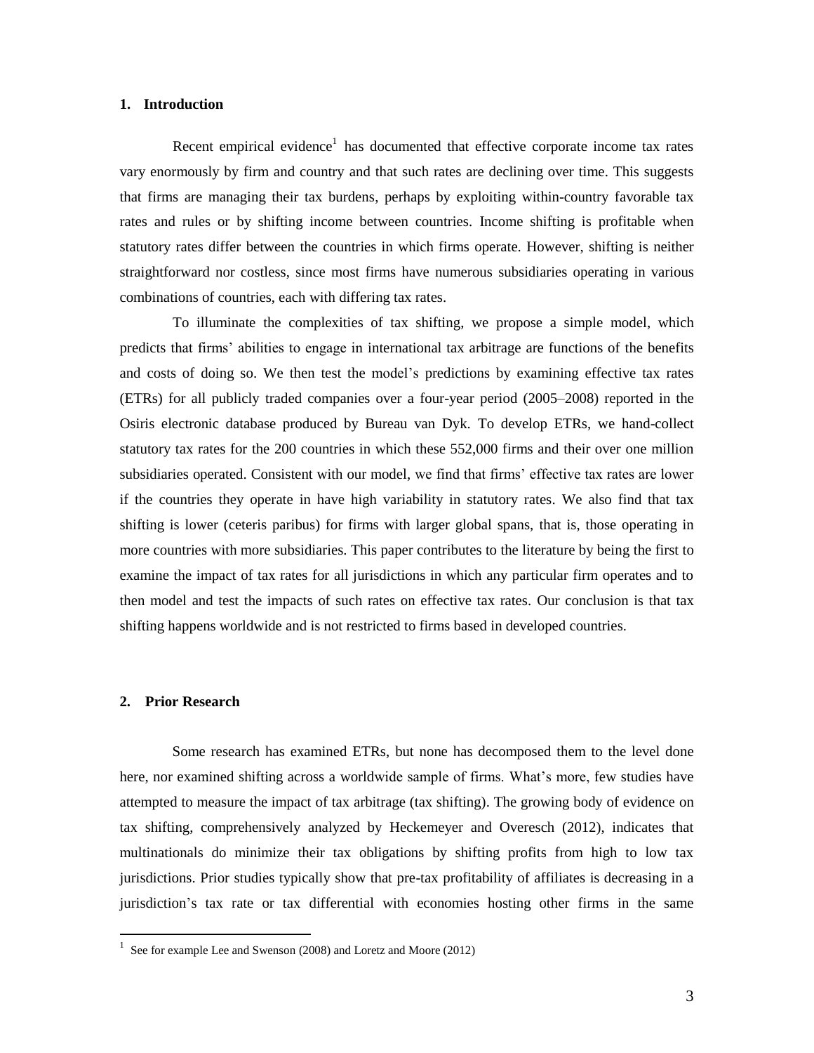## 1. Introduction

Recent empirical evidence[1] has documented that effective corporate income tax rates vary enormously by firm and country and that such rates are declining over time. This suggests that firms are managing their tax burdens, perhaps by exploiting within-country favorable tax rates and rules or by shifting income between countries. Income shifting is profitable when statutory rates differ between the countries in which firms operate. However, shifting is neither straightforward nor costless, since most firms have numerous subsidiaries operating in various combinations of countries, each with differing tax rates.

To illuminate the complexities of tax shifting, we propose a simple model, which predicts that firms' abilities to engage in international tax arbitrage are functions of the benefits and costs of doing so. We then test the model's predictions by examining effective tax rates (ETRs) for all publicly traded companies over a four-year period (2005–2008) reported in the Osiris electronic database produced by Bureau van Dyk. To develop ETRs, we hand-collect statutory tax rates for the 200 countries in which these 552,000 firms and their over one million subsidiaries operated. Consistent with our model, we find that firms' effective tax rates are lower if the countries they operate in have high variability in statutory rates. We also find that tax shifting is lower (ceteris paribus) for firms with larger global spans, that is, those operating in more countries with more subsidiaries. This paper contributes to the literature by being the first to examine the impact of tax rates for all jurisdictions in which any particular firm operates and to then model and test the impacts of such rates on effective tax rates. Our conclusion is that tax shifting happens worldwide and is not restricted to firms based in developed countries.

## 2. Prior Research

Some research has examined ETRs, but none has decomposed them to the level done here, nor examined shifting across a worldwide sample of firms. What's more, few studies have attempted to measure the impact of tax arbitrage (tax shifting). The growing body of evidence on tax shifting, comprehensively analyzed by Heckemeyer and Overesch (2012), indicates that multinationals do minimize their tax obligations by shifting profits from high to low tax jurisdictions. Prior studies typically show that pre-tax profitability of affiliates is decreasing in a jurisdiction's tax rate or tax differential with economies hosting other firms in the same

[1] See for example Lee and Swenson (2008) and Loretz and Moore (2012)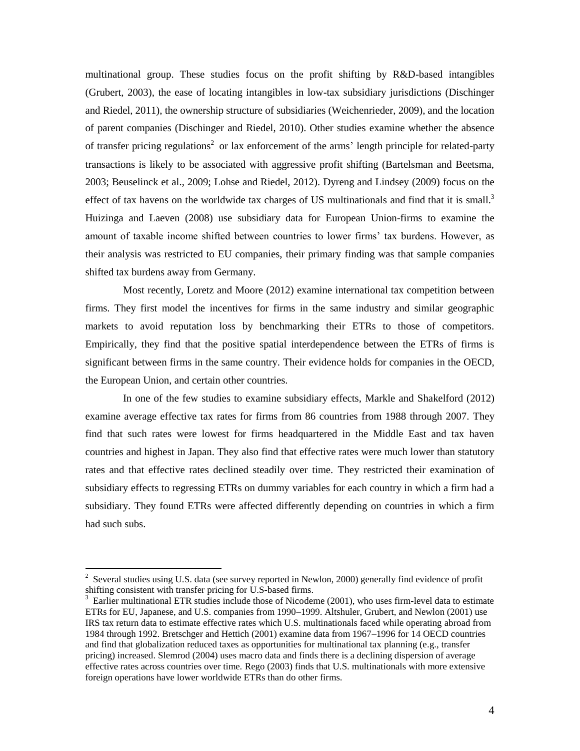multinational group. These studies focus on the profit shifting by R&D-based intangibles (Grubert, 2003), the ease of locating intangibles in low-tax subsidiary jurisdictions (Dischinger and Riedel, 2011), the ownership structure of subsidiaries (Weichenrieder, 2009), and the location of parent companies (Dischinger and Riedel, 2010). Other studies examine whether the absence of transfer pricing regulations[2] or lax enforcement of the arms' length principle for related-party transactions is likely to be associated with aggressive profit shifting (Bartelsman and Beetsma, 2003; Beuselinck et al., 2009; Lohse and Riedel, 2012). Dyreng and Lindsey (2009) focus on the effect of tax havens on the worldwide tax charges of US multinationals and find that it is small.[3] Huizinga and Laeven (2008) use subsidiary data for European Union-firms to examine the amount of taxable income shifted between countries to lower firms' tax burdens. However, as their analysis was restricted to EU companies, their primary finding was that sample companies shifted tax burdens away from Germany.

Most recently, Loretz and Moore (2012) examine international tax competition between firms. They first model the incentives for firms in the same industry and similar geographic markets to avoid reputation loss by benchmarking their ETRs to those of competitors. Empirically, they find that the positive spatial interdependence between the ETRs of firms is significant between firms in the same country. Their evidence holds for companies in the OECD, the European Union, and certain other countries.

In one of the few studies to examine subsidiary effects, Markle and Shakelford (2012) examine average effective tax rates for firms from 86 countries from 1988 through 2007. They find that such rates were lowest for firms headquartered in the Middle East and tax haven countries and highest in Japan. They also find that effective rates were much lower than statutory rates and that effective rates declined steadily over time. They restricted their examination of subsidiary effects to regressing ETRs on dummy variables for each country in which a firm had a subsidiary. They found ETRs were affected differently depending on countries in which a firm had such subs.

---

[2] Several studies using U.S. data (see survey reported in Newlon, 2000) generally find evidence of profit shifting consistent with transfer pricing for U.S-based firms.

[3] Earlier multinational ETR studies include those of Nicodeme (2001), who uses firm-level data to estimate ETRs for EU, Japanese, and U.S. companies from 1990–1999. Altshuler, Grubert, and Newlon (2001) use IRS tax return data to estimate effective rates which U.S. multinationals faced while operating abroad from 1984 through 1992. Bretschger and Hettich (2001) examine data from 1967–1996 for 14 OECD countries and find that globalization reduced taxes as opportunities for multinational tax planning (e.g., transfer pricing) increased. Slemrod (2004) uses macro data and finds there is a declining dispersion of average effective rates across countries over time. Rego (2003) finds that U.S. multinationals with more extensive foreign operations have lower worldwide ETRs than do other firms.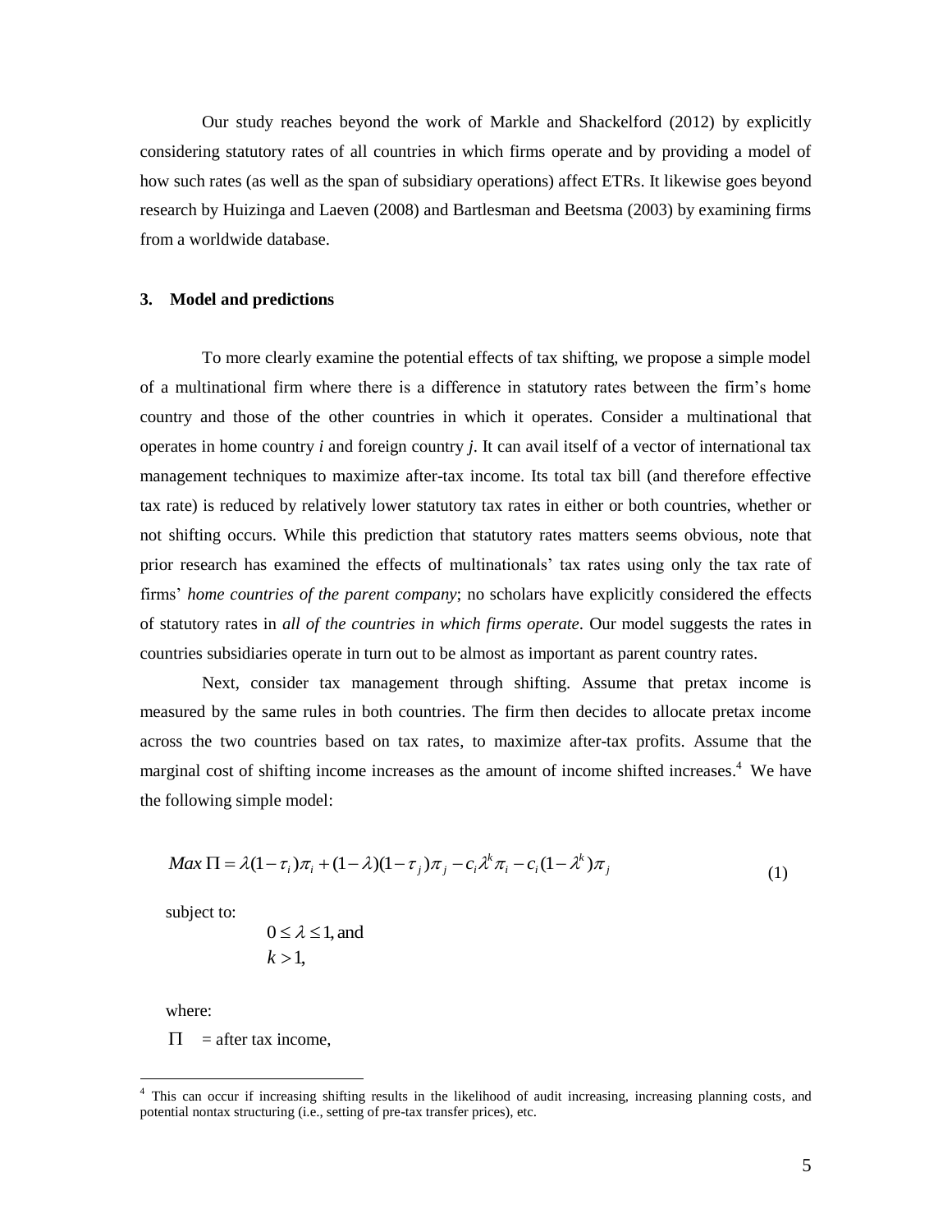Our study reaches beyond the work of Markle and Shackelford (2012) by explicitly considering statutory rates of all countries in which firms operate and by providing a model of how such rates (as well as the span of subsidiary operations) affect ETRs. It likewise goes beyond research by Huizinga and Laeven (2008) and Bartlesman and Beetsma (2003) by examining firms from a worldwide database.

## 3. Model and predictions

To more clearly examine the potential effects of tax shifting, we propose a simple model of a multinational firm where there is a difference in statutory rates between the firm's home country and those of the other countries in which it operates. Consider a multinational that operates in home country *i* and foreign country *j*. It can avail itself of a vector of international tax management techniques to maximize after-tax income. Its total tax bill (and therefore effective tax rate) is reduced by relatively lower statutory tax rates in either or both countries, whether or not shifting occurs. While this prediction that statutory rates matters seems obvious, note that prior research has examined the effects of multinationals' tax rates using only the tax rate of firms' *home countries of the parent company*; no scholars have explicitly considered the effects of statutory rates in *all of the countries in which firms operate*. Our model suggests the rates in countries subsidiaries operate in turn out to be almost as important as parent country rates.

Next, consider tax management through shifting. Assume that pretax income is measured by the same rules in both countries. The firm then decides to allocate pretax income across the two countries based on tax rates, to maximize after-tax profits. Assume that the marginal cost of shifting income increases as the amount of income shifted increases.[4] We have the following simple model:

$$Max\ \Pi = \lambda(1-\tau_i)\pi_i + (1-\lambda)(1-\tau_j)\pi_j - c_i\lambda^k\pi_i - c_i(1-\lambda^k)\pi_j \tag{1}$$

subject to:

$$0 \le \lambda \le 1, \text{and}$$
$$k > 1,$$

where:

$\Pi$ = after tax income,

[4] This can occur if increasing shifting results in the likelihood of audit increasing, increasing planning costs, and potential nontax structuring (i.e., setting of pre-tax transfer prices), etc.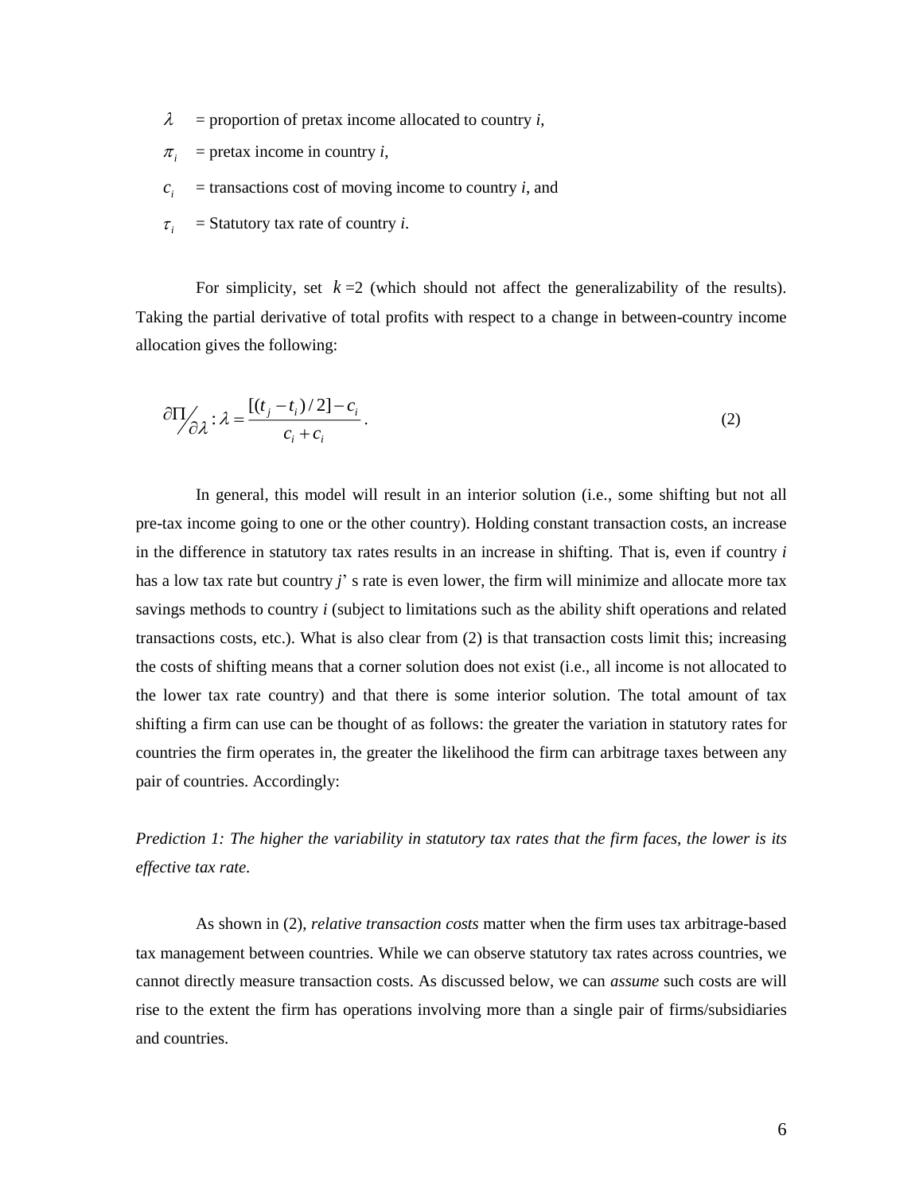$\lambda$ = proportion of pretax income allocated to country *i*,

$\pi_i$ = pretax income in country *i*,

$c_i$ = transactions cost of moving income to country *i*, and

$\tau_i$ = Statutory tax rate of country *i*.

For simplicity, set $k$ =2 (which should not affect the generalizability of the results). Taking the partial derivative of total profits with respect to a change in between-country income allocation gives the following:

$$\partial\Pi\big/\partial\lambda : \lambda = \frac{[(t_j - t_i)/2] - c_i}{c_i + c_i}. \tag{2}$$

In general, this model will result in an interior solution (i.e., some shifting but not all pre-tax income going to one or the other country). Holding constant transaction costs, an increase in the difference in statutory tax rates results in an increase in shifting. That is, even if country *i* has a low tax rate but country *j*' s rate is even lower, the firm will minimize and allocate more tax savings methods to country *i* (subject to limitations such as the ability shift operations and related transactions costs, etc.). What is also clear from (2) is that transaction costs limit this; increasing the costs of shifting means that a corner solution does not exist (i.e., all income is not allocated to the lower tax rate country) and that there is some interior solution. The total amount of tax shifting a firm can use can be thought of as follows: the greater the variation in statutory rates for countries the firm operates in, the greater the likelihood the firm can arbitrage taxes between any pair of countries. Accordingly:

*Prediction 1: The higher the variability in statutory tax rates that the firm faces, the lower is its effective tax rate.*

As shown in (2), *relative transaction costs* matter when the firm uses tax arbitrage-based tax management between countries. While we can observe statutory tax rates across countries, we cannot directly measure transaction costs. As discussed below, we can *assume* such costs are will rise to the extent the firm has operations involving more than a single pair of firms/subsidiaries and countries.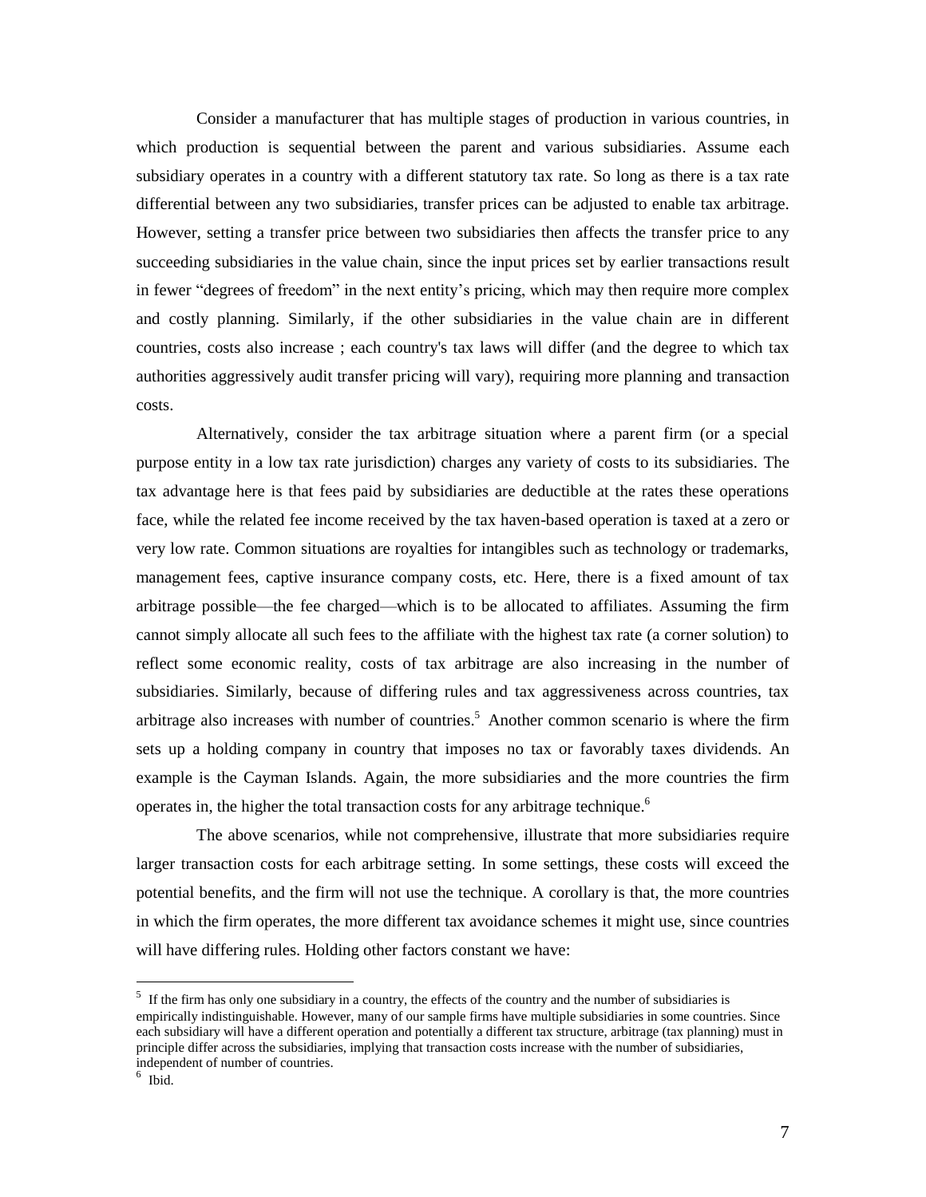Consider a manufacturer that has multiple stages of production in various countries, in which production is sequential between the parent and various subsidiaries. Assume each subsidiary operates in a country with a different statutory tax rate. So long as there is a tax rate differential between any two subsidiaries, transfer prices can be adjusted to enable tax arbitrage. However, setting a transfer price between two subsidiaries then affects the transfer price to any succeeding subsidiaries in the value chain, since the input prices set by earlier transactions result in fewer "degrees of freedom" in the next entity's pricing, which may then require more complex and costly planning. Similarly, if the other subsidiaries in the value chain are in different countries, costs also increase ; each country's tax laws will differ (and the degree to which tax authorities aggressively audit transfer pricing will vary), requiring more planning and transaction costs.

Alternatively, consider the tax arbitrage situation where a parent firm (or a special purpose entity in a low tax rate jurisdiction) charges any variety of costs to its subsidiaries. The tax advantage here is that fees paid by subsidiaries are deductible at the rates these operations face, while the related fee income received by the tax haven-based operation is taxed at a zero or very low rate. Common situations are royalties for intangibles such as technology or trademarks, management fees, captive insurance company costs, etc. Here, there is a fixed amount of tax arbitrage possible—the fee charged—which is to be allocated to affiliates. Assuming the firm cannot simply allocate all such fees to the affiliate with the highest tax rate (a corner solution) to reflect some economic reality, costs of tax arbitrage are also increasing in the number of subsidiaries. Similarly, because of differing rules and tax aggressiveness across countries, tax arbitrage also increases with number of countries.[5] Another common scenario is where the firm sets up a holding company in country that imposes no tax or favorably taxes dividends. An example is the Cayman Islands. Again, the more subsidiaries and the more countries the firm operates in, the higher the total transaction costs for any arbitrage technique.[6]

The above scenarios, while not comprehensive, illustrate that more subsidiaries require larger transaction costs for each arbitrage setting. In some settings, these costs will exceed the potential benefits, and the firm will not use the technique. A corollary is that, the more countries in which the firm operates, the more different tax avoidance schemes it might use, since countries will have differing rules. Holding other factors constant we have:

---

[5] If the firm has only one subsidiary in a country, the effects of the country and the number of subsidiaries is empirically indistinguishable. However, many of our sample firms have multiple subsidiaries in some countries. Since each subsidiary will have a different operation and potentially a different tax structure, arbitrage (tax planning) must in principle differ across the subsidiaries, implying that transaction costs increase with the number of subsidiaries, independent of number of countries.

[6] Ibid.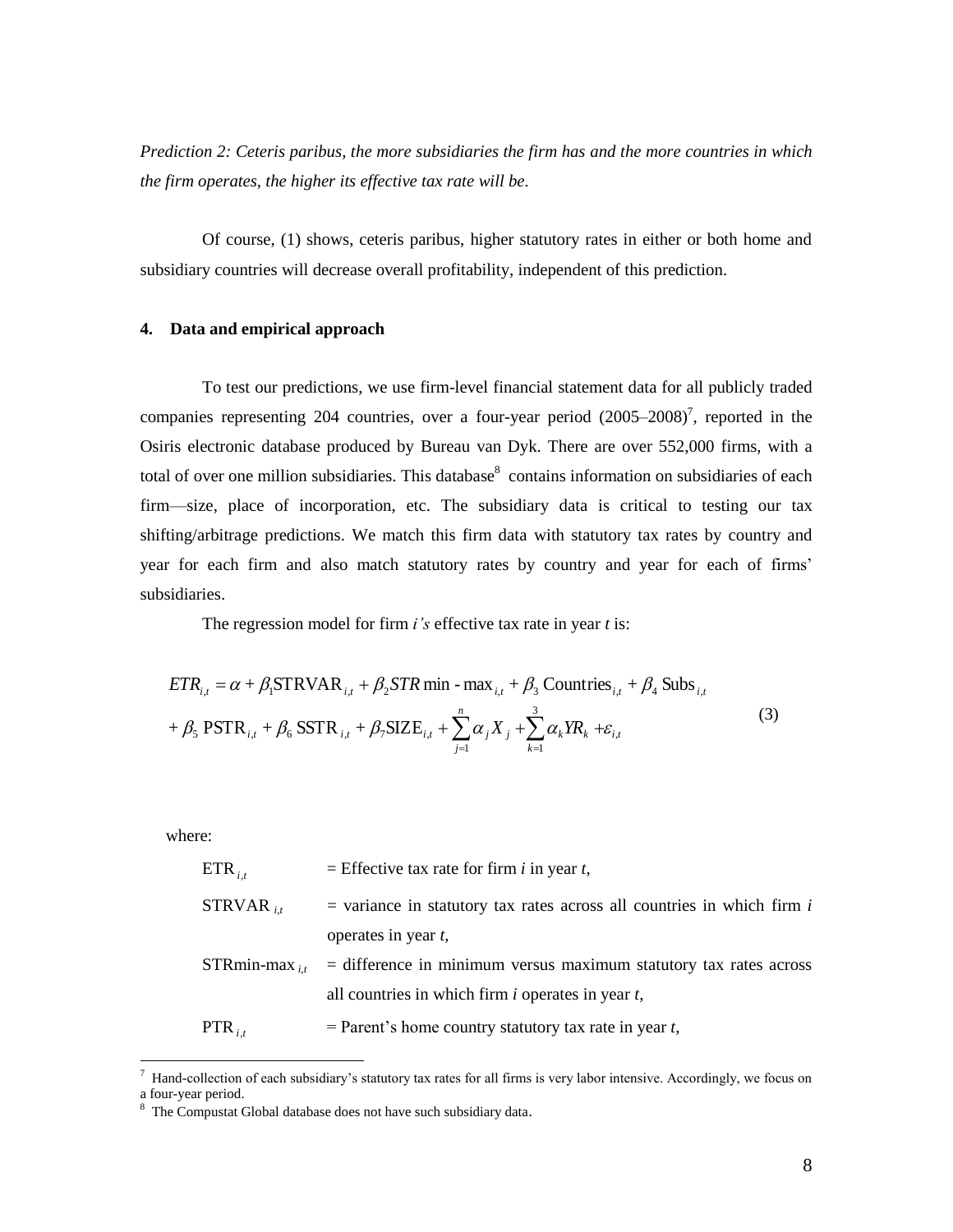*Prediction 2: Ceteris paribus, the more subsidiaries the firm has and the more countries in which the firm operates, the higher its effective tax rate will be.*

Of course, (1) shows, ceteris paribus, higher statutory rates in either or both home and subsidiary countries will decrease overall profitability, independent of this prediction.

#### 4. Data and empirical approach

To test our predictions, we use firm-level financial statement data for all publicly traded companies representing 204 countries, over a four-year period (2005–2008)[7], reported in the Osiris electronic database produced by Bureau van Dyk. There are over 552,000 firms, with a total of over one million subsidiaries. This database[8] contains information on subsidiaries of each firm—size, place of incorporation, etc. The subsidiary data is critical to testing our tax shifting/arbitrage predictions. We match this firm data with statutory tax rates by country and year for each firm and also match statutory rates by country and year for each of firms' subsidiaries.

The regression model for firm *i's* effective tax rate in year *t* is:

$$
\begin{aligned}
ETR_{i,t} &= \alpha + \beta_1 \text{STRVAR}_{i,t} + \beta_2 STR\text{ min - max}_{i,t} + \beta_3 \text{ Countries}_{i,t} + \beta_4 \text{ Subs}_{i,t} \\
&+ \beta_5 \text{ PSTR}_{i,t} + \beta_6 \text{ SSTR}_{i,t} + \beta_7 \text{SIZE}_{i,t} + \sum_{j=1}^{n} \alpha_j X_j + \sum_{k=1}^{3} \alpha_k YR_k + \varepsilon_{i,t}
\end{aligned}
\tag{3}
$$

where:

| | |
|---|---|
| $\text{ETR}_{i,t}$ | = Effective tax rate for firm *i* in year *t*, |
| $\text{STRVAR}_{i,t}$ | = variance in statutory tax rates across all countries in which firm *i* operates in year *t*, |
| $\text{STRmin-max}_{i,t}$ | = difference in minimum versus maximum statutory tax rates across all countries in which firm *i* operates in year *t*, |
| $\text{PTR}_{i,t}$ | = Parent's home country statutory tax rate in year *t*, |

[7] Hand-collection of each subsidiary's statutory tax rates for all firms is very labor intensive. Accordingly, we focus on a four-year period.

[8] The Compustat Global database does not have such subsidiary data.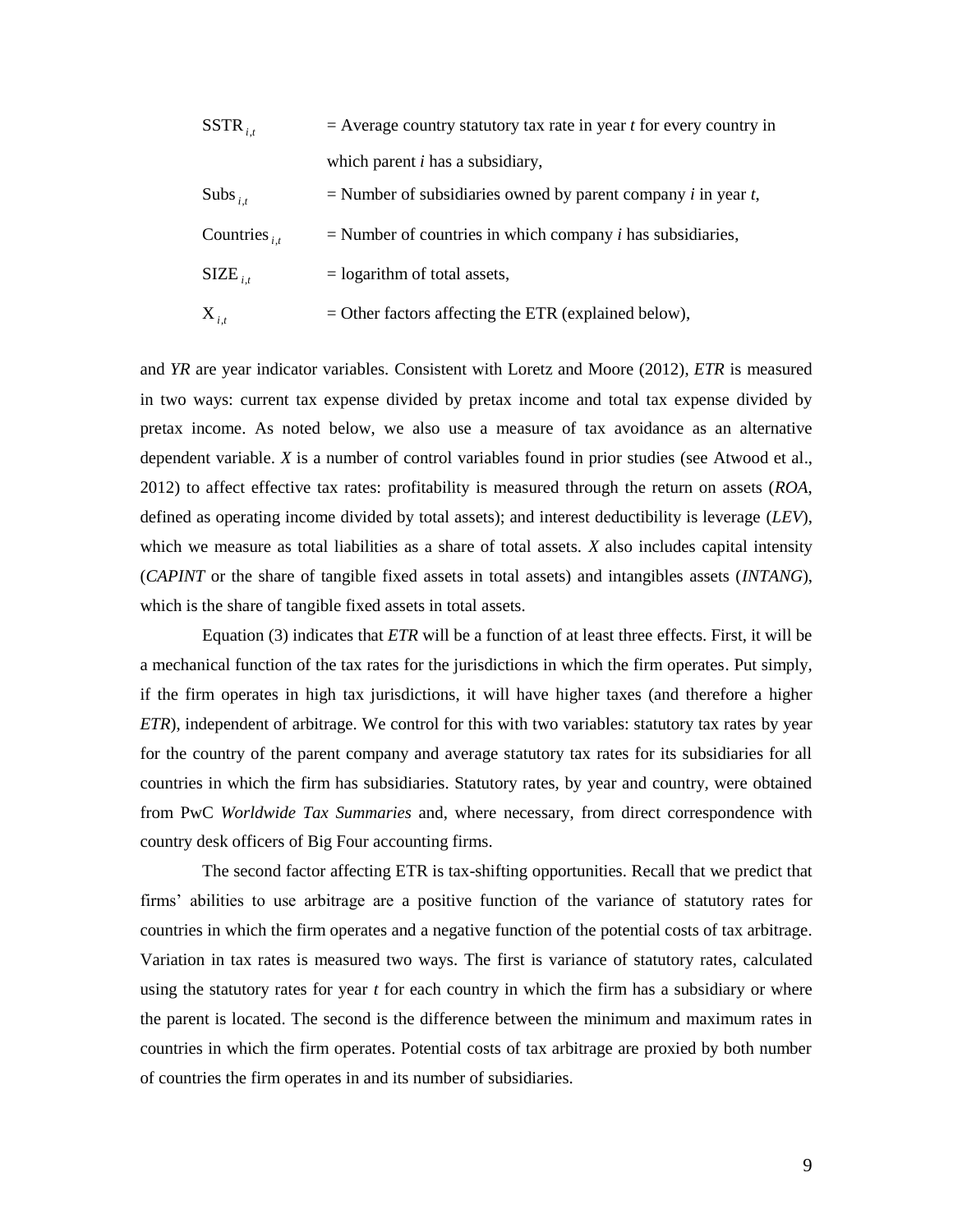$\text{SSTR}_{i,t}$ = Average country statutory tax rate in year *t* for every country in which parent *i* has a subsidiary,

$\text{Subs}_{i,t}$ = Number of subsidiaries owned by parent company *i* in year *t*,

$\text{Countries}_{i,t}$ = Number of countries in which company *i* has subsidiaries,

$\text{SIZE}_{i,t}$ = logarithm of total assets,

$\text{X}_{i,t}$ = Other factors affecting the ETR (explained below),

and *YR* are year indicator variables. Consistent with Loretz and Moore (2012), *ETR* is measured in two ways: current tax expense divided by pretax income and total tax expense divided by pretax income. As noted below, we also use a measure of tax avoidance as an alternative dependent variable. *X* is a number of control variables found in prior studies (see Atwood et al., 2012) to affect effective tax rates: profitability is measured through the return on assets (*ROA*, defined as operating income divided by total assets); and interest deductibility is leverage (*LEV*), which we measure as total liabilities as a share of total assets. *X* also includes capital intensity (*CAPINT* or the share of tangible fixed assets in total assets) and intangibles assets (*INTANG*), which is the share of tangible fixed assets in total assets.

Equation (3) indicates that *ETR* will be a function of at least three effects. First, it will be a mechanical function of the tax rates for the jurisdictions in which the firm operates. Put simply, if the firm operates in high tax jurisdictions, it will have higher taxes (and therefore a higher *ETR*), independent of arbitrage. We control for this with two variables: statutory tax rates by year for the country of the parent company and average statutory tax rates for its subsidiaries for all countries in which the firm has subsidiaries. Statutory rates, by year and country, were obtained from PwC *Worldwide Tax Summaries* and, where necessary, from direct correspondence with country desk officers of Big Four accounting firms.

The second factor affecting ETR is tax-shifting opportunities. Recall that we predict that firms' abilities to use arbitrage are a positive function of the variance of statutory rates for countries in which the firm operates and a negative function of the potential costs of tax arbitrage. Variation in tax rates is measured two ways. The first is variance of statutory rates, calculated using the statutory rates for year *t* for each country in which the firm has a subsidiary or where the parent is located. The second is the difference between the minimum and maximum rates in countries in which the firm operates. Potential costs of tax arbitrage are proxied by both number of countries the firm operates in and its number of subsidiaries.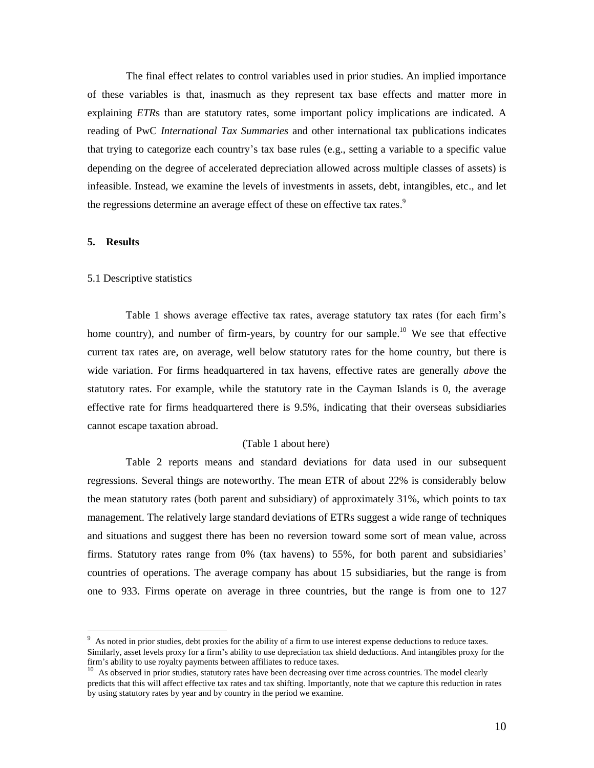The final effect relates to control variables used in prior studies. An implied importance of these variables is that, inasmuch as they represent tax base effects and matter more in explaining *ETR*s than are statutory rates, some important policy implications are indicated. A reading of PwC *International Tax Summaries* and other international tax publications indicates that trying to categorize each country's tax base rules (e.g., setting a variable to a specific value depending on the degree of accelerated depreciation allowed across multiple classes of assets) is infeasible. Instead, we examine the levels of investments in assets, debt, intangibles, etc., and let the regressions determine an average effect of these on effective tax rates.[9]

## 5. Results

### 5.1 Descriptive statistics

Table 1 shows average effective tax rates, average statutory tax rates (for each firm's home country), and number of firm-years, by country for our sample.[10] We see that effective current tax rates are, on average, well below statutory rates for the home country, but there is wide variation. For firms headquartered in tax havens, effective rates are generally *above* the statutory rates. For example, while the statutory rate in the Cayman Islands is 0, the average effective rate for firms headquartered there is 9.5%, indicating that their overseas subsidiaries cannot escape taxation abroad.

(Table 1 about here)

Table 2 reports means and standard deviations for data used in our subsequent regressions. Several things are noteworthy. The mean ETR of about 22% is considerably below the mean statutory rates (both parent and subsidiary) of approximately 31%, which points to tax management. The relatively large standard deviations of ETRs suggest a wide range of techniques and situations and suggest there has been no reversion toward some sort of mean value, across firms. Statutory rates range from 0% (tax havens) to 55%, for both parent and subsidiaries' countries of operations. The average company has about 15 subsidiaries, but the range is from one to 933. Firms operate on average in three countries, but the range is from one to 127

---

[9] As noted in prior studies, debt proxies for the ability of a firm to use interest expense deductions to reduce taxes. Similarly, asset levels proxy for a firm's ability to use depreciation tax shield deductions. And intangibles proxy for the firm's ability to use royalty payments between affiliates to reduce taxes.

[10] As observed in prior studies, statutory rates have been decreasing over time across countries. The model clearly predicts that this will affect effective tax rates and tax shifting. Importantly, note that we capture this reduction in rates by using statutory rates by year and by country in the period we examine.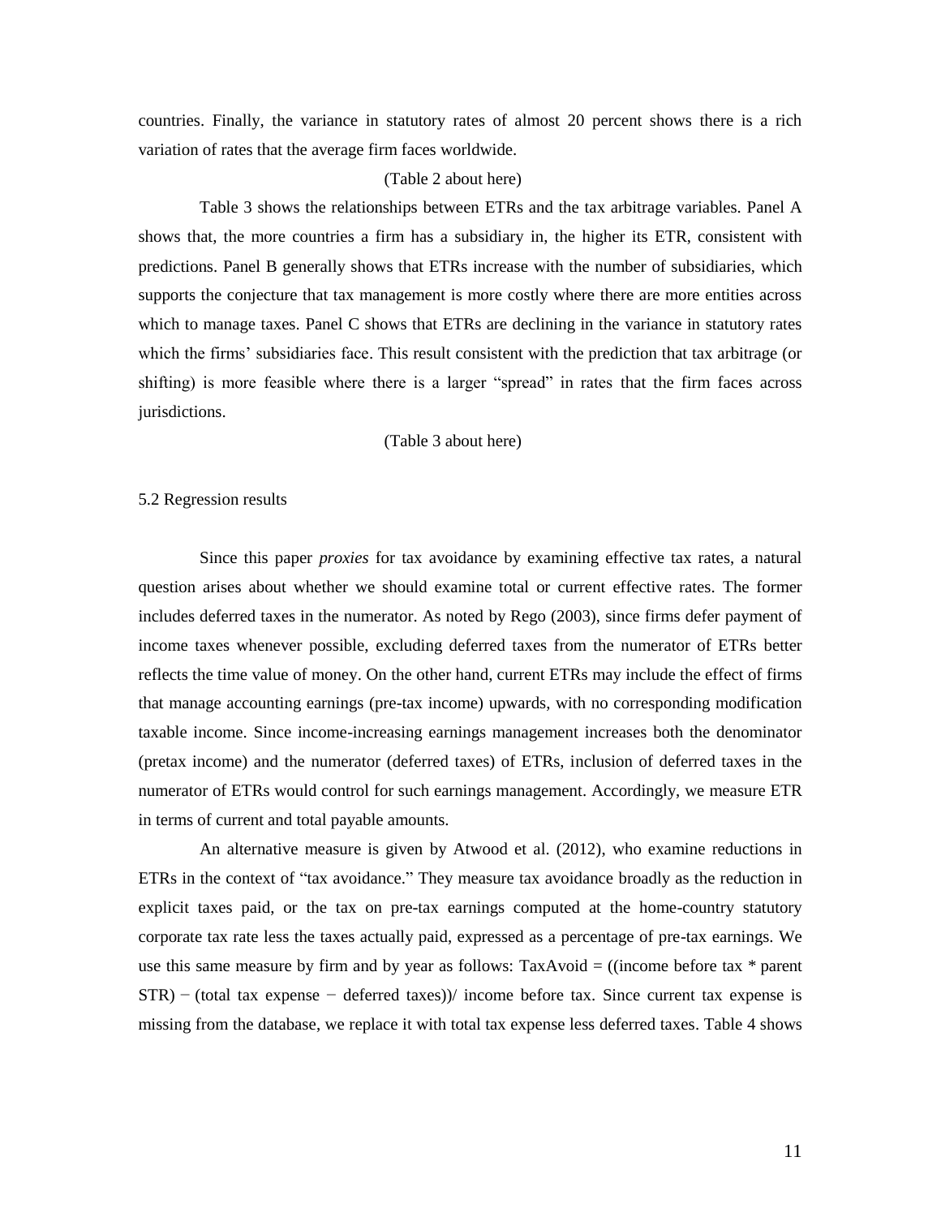countries. Finally, the variance in statutory rates of almost 20 percent shows there is a rich variation of rates that the average firm faces worldwide.

(Table 2 about here)

Table 3 shows the relationships between ETRs and the tax arbitrage variables. Panel A shows that, the more countries a firm has a subsidiary in, the higher its ETR, consistent with predictions. Panel B generally shows that ETRs increase with the number of subsidiaries, which supports the conjecture that tax management is more costly where there are more entities across which to manage taxes. Panel C shows that ETRs are declining in the variance in statutory rates which the firms' subsidiaries face. This result consistent with the prediction that tax arbitrage (or shifting) is more feasible where there is a larger "spread" in rates that the firm faces across jurisdictions.

(Table 3 about here)

5.2 Regression results

Since this paper *proxies* for tax avoidance by examining effective tax rates, a natural question arises about whether we should examine total or current effective rates. The former includes deferred taxes in the numerator. As noted by Rego (2003), since firms defer payment of income taxes whenever possible, excluding deferred taxes from the numerator of ETRs better reflects the time value of money. On the other hand, current ETRs may include the effect of firms that manage accounting earnings (pre-tax income) upwards, with no corresponding modification taxable income. Since income-increasing earnings management increases both the denominator (pretax income) and the numerator (deferred taxes) of ETRs, inclusion of deferred taxes in the numerator of ETRs would control for such earnings management. Accordingly, we measure ETR in terms of current and total payable amounts.

An alternative measure is given by Atwood et al. (2012), who examine reductions in ETRs in the context of "tax avoidance." They measure tax avoidance broadly as the reduction in explicit taxes paid, or the tax on pre-tax earnings computed at the home-country statutory corporate tax rate less the taxes actually paid, expressed as a percentage of pre-tax earnings. We use this same measure by firm and by year as follows: TaxAvoid = ((income before tax * parent STR) − (total tax expense − deferred taxes))/ income before tax. Since current tax expense is missing from the database, we replace it with total tax expense less deferred taxes. Table 4 shows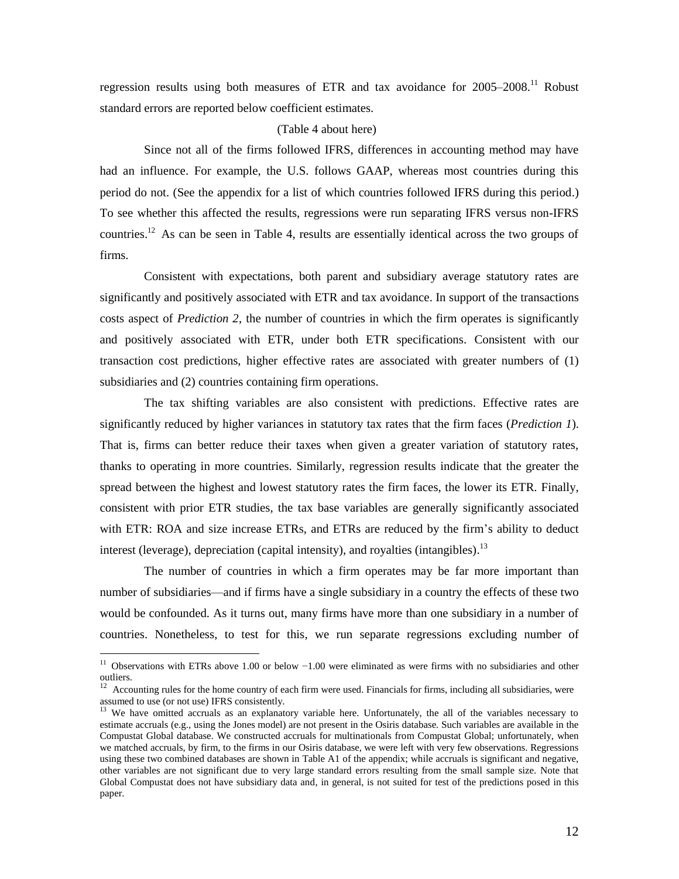regression results using both measures of ETR and tax avoidance for 2005–2008.[11] Robust standard errors are reported below coefficient estimates.

(Table 4 about here)

Since not all of the firms followed IFRS, differences in accounting method may have had an influence. For example, the U.S. follows GAAP, whereas most countries during this period do not. (See the appendix for a list of which countries followed IFRS during this period.) To see whether this affected the results, regressions were run separating IFRS versus non-IFRS countries.[12] As can be seen in Table 4, results are essentially identical across the two groups of firms.

Consistent with expectations, both parent and subsidiary average statutory rates are significantly and positively associated with ETR and tax avoidance. In support of the transactions costs aspect of *Prediction 2*, the number of countries in which the firm operates is significantly and positively associated with ETR, under both ETR specifications. Consistent with our transaction cost predictions, higher effective rates are associated with greater numbers of (1) subsidiaries and (2) countries containing firm operations.

The tax shifting variables are also consistent with predictions. Effective rates are significantly reduced by higher variances in statutory tax rates that the firm faces (*Prediction 1*). That is, firms can better reduce their taxes when given a greater variation of statutory rates, thanks to operating in more countries. Similarly, regression results indicate that the greater the spread between the highest and lowest statutory rates the firm faces, the lower its ETR. Finally, consistent with prior ETR studies, the tax base variables are generally significantly associated with ETR: ROA and size increase ETRs, and ETRs are reduced by the firm's ability to deduct interest (leverage), depreciation (capital intensity), and royalties (intangibles).[13]

The number of countries in which a firm operates may be far more important than number of subsidiaries—and if firms have a single subsidiary in a country the effects of these two would be confounded. As it turns out, many firms have more than one subsidiary in a number of countries. Nonetheless, to test for this, we run separate regressions excluding number of

---

[11] Observations with ETRs above 1.00 or below −1.00 were eliminated as were firms with no subsidiaries and other outliers.

[12] Accounting rules for the home country of each firm were used. Financials for firms, including all subsidiaries, were assumed to use (or not use) IFRS consistently.

[13] We have omitted accruals as an explanatory variable here. Unfortunately, the all of the variables necessary to estimate accruals (e.g., using the Jones model) are not present in the Osiris database. Such variables are available in the Compustat Global database. We constructed accruals for multinationals from Compustat Global; unfortunately, when we matched accruals, by firm, to the firms in our Osiris database, we were left with very few observations. Regressions using these two combined databases are shown in Table A1 of the appendix; while accruals is significant and negative, other variables are not significant due to very large standard errors resulting from the small sample size. Note that Global Compustat does not have subsidiary data and, in general, is not suited for test of the predictions posed in this paper.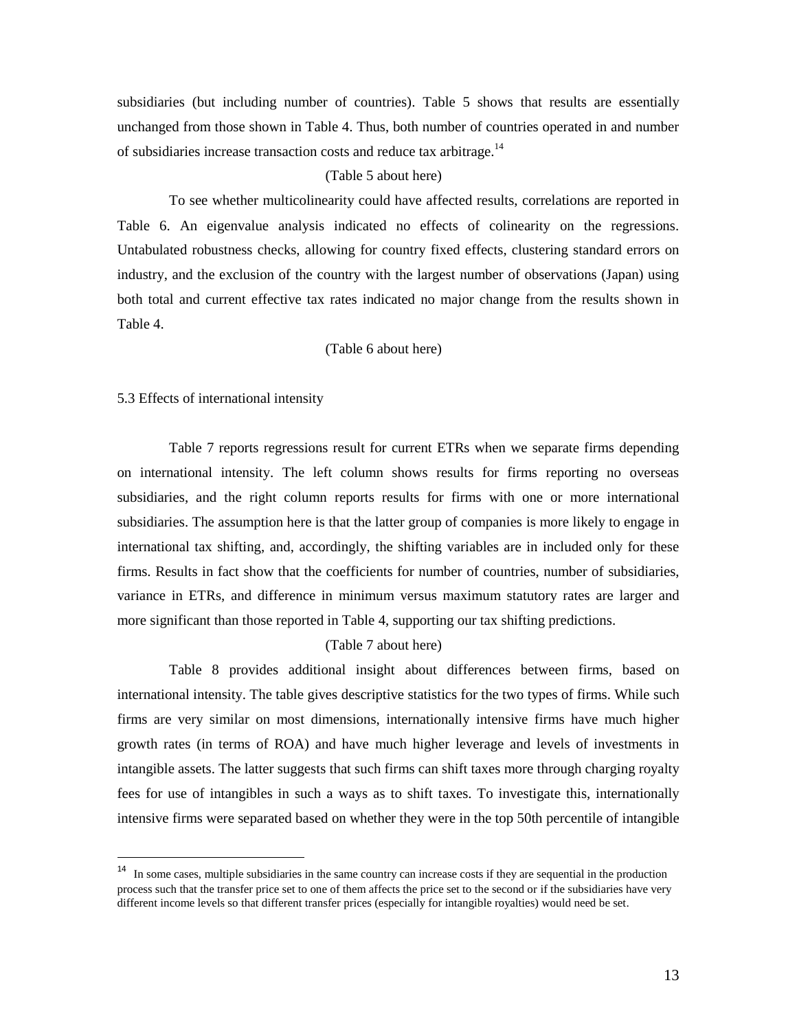subsidiaries (but including number of countries). Table 5 shows that results are essentially unchanged from those shown in Table 4. Thus, both number of countries operated in and number of subsidiaries increase transaction costs and reduce tax arbitrage.[14]

(Table 5 about here)

To see whether multicolinearity could have affected results, correlations are reported in Table 6. An eigenvalue analysis indicated no effects of colinearity on the regressions. Untabulated robustness checks, allowing for country fixed effects, clustering standard errors on industry, and the exclusion of the country with the largest number of observations (Japan) using both total and current effective tax rates indicated no major change from the results shown in Table 4.

(Table 6 about here)

5.3 Effects of international intensity

Table 7 reports regressions result for current ETRs when we separate firms depending on international intensity. The left column shows results for firms reporting no overseas subsidiaries, and the right column reports results for firms with one or more international subsidiaries. The assumption here is that the latter group of companies is more likely to engage in international tax shifting, and, accordingly, the shifting variables are in included only for these firms. Results in fact show that the coefficients for number of countries, number of subsidiaries, variance in ETRs, and difference in minimum versus maximum statutory rates are larger and more significant than those reported in Table 4, supporting our tax shifting predictions.

(Table 7 about here)

Table 8 provides additional insight about differences between firms, based on international intensity. The table gives descriptive statistics for the two types of firms. While such firms are very similar on most dimensions, internationally intensive firms have much higher growth rates (in terms of ROA) and have much higher leverage and levels of investments in intangible assets. The latter suggests that such firms can shift taxes more through charging royalty fees for use of intangibles in such a ways as to shift taxes. To investigate this, internationally intensive firms were separated based on whether they were in the top 50th percentile of intangible

[14] In some cases, multiple subsidiaries in the same country can increase costs if they are sequential in the production process such that the transfer price set to one of them affects the price set to the second or if the subsidiaries have very different income levels so that different transfer prices (especially for intangible royalties) would need be set.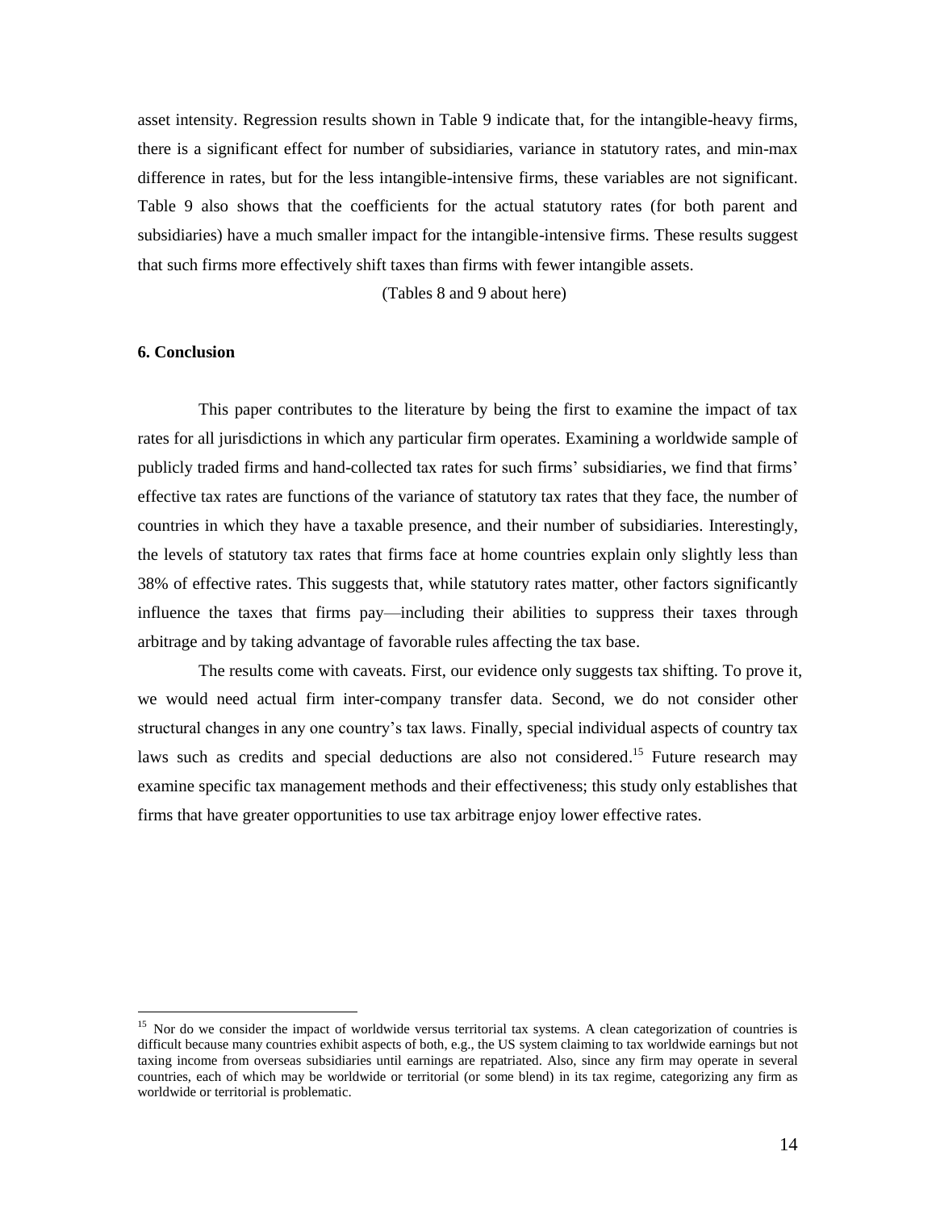asset intensity. Regression results shown in Table 9 indicate that, for the intangible-heavy firms, there is a significant effect for number of subsidiaries, variance in statutory rates, and min-max difference in rates, but for the less intangible-intensive firms, these variables are not significant. Table 9 also shows that the coefficients for the actual statutory rates (for both parent and subsidiaries) have a much smaller impact for the intangible-intensive firms. These results suggest that such firms more effectively shift taxes than firms with fewer intangible assets.

(Tables 8 and 9 about here)

## 6. Conclusion

This paper contributes to the literature by being the first to examine the impact of tax rates for all jurisdictions in which any particular firm operates. Examining a worldwide sample of publicly traded firms and hand-collected tax rates for such firms' subsidiaries, we find that firms' effective tax rates are functions of the variance of statutory tax rates that they face, the number of countries in which they have a taxable presence, and their number of subsidiaries. Interestingly, the levels of statutory tax rates that firms face at home countries explain only slightly less than 38% of effective rates. This suggests that, while statutory rates matter, other factors significantly influence the taxes that firms pay—including their abilities to suppress their taxes through arbitrage and by taking advantage of favorable rules affecting the tax base.

The results come with caveats. First, our evidence only suggests tax shifting. To prove it, we would need actual firm inter-company transfer data. Second, we do not consider other structural changes in any one country's tax laws. Finally, special individual aspects of country tax laws such as credits and special deductions are also not considered.[15] Future research may examine specific tax management methods and their effectiveness; this study only establishes that firms that have greater opportunities to use tax arbitrage enjoy lower effective rates.

[15] Nor do we consider the impact of worldwide versus territorial tax systems. A clean categorization of countries is difficult because many countries exhibit aspects of both, e.g., the US system claiming to tax worldwide earnings but not taxing income from overseas subsidiaries until earnings are repatriated. Also, since any firm may operate in several countries, each of which may be worldwide or territorial (or some blend) in its tax regime, categorizing any firm as worldwide or territorial is problematic.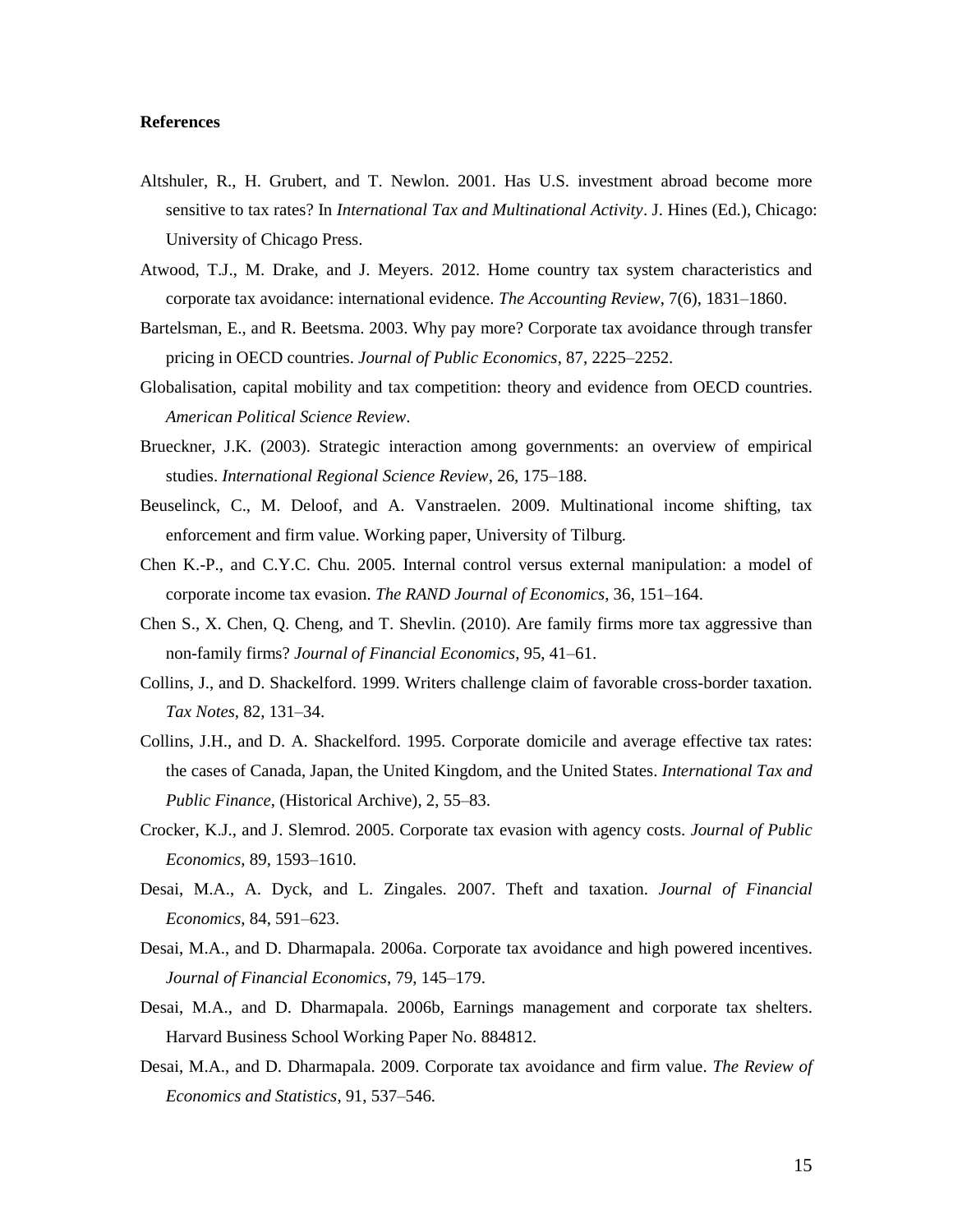**References**

Altshuler, R., H. Grubert, and T. Newlon. 2001. Has U.S. investment abroad become more sensitive to tax rates? In *International Tax and Multinational Activity*. J. Hines (Ed.), Chicago: University of Chicago Press.

Atwood, T.J., M. Drake, and J. Meyers. 2012. Home country tax system characteristics and corporate tax avoidance: international evidence. *The Accounting Review*, 7(6), 1831–1860.

Bartelsman, E., and R. Beetsma. 2003. Why pay more? Corporate tax avoidance through transfer pricing in OECD countries. *Journal of Public Economics*, 87, 2225–2252.

Globalisation, capital mobility and tax competition: theory and evidence from OECD countries. *American Political Science Review*.

Brueckner, J.K. (2003). Strategic interaction among governments: an overview of empirical studies. *International Regional Science Review*, 26, 175–188.

Beuselinck, C., M. Deloof, and A. Vanstraelen. 2009. Multinational income shifting, tax enforcement and firm value. Working paper, University of Tilburg.

Chen K.-P., and C.Y.C. Chu. 2005. Internal control versus external manipulation: a model of corporate income tax evasion. *The RAND Journal of Economics*, 36, 151–164.

Chen S., X. Chen, Q. Cheng, and T. Shevlin. (2010). Are family firms more tax aggressive than non-family firms? *Journal of Financial Economics*, 95, 41–61.

Collins, J., and D. Shackelford. 1999. Writers challenge claim of favorable cross-border taxation. *Tax Notes*, 82, 131–34.

Collins, J.H., and D. A. Shackelford. 1995. Corporate domicile and average effective tax rates: the cases of Canada, Japan, the United Kingdom, and the United States. *International Tax and Public Finance*, (Historical Archive), 2, 55–83.

Crocker, K.J., and J. Slemrod. 2005. Corporate tax evasion with agency costs. *Journal of Public Economics*, 89, 1593–1610.

Desai, M.A., A. Dyck, and L. Zingales. 2007. Theft and taxation. *Journal of Financial Economics*, 84, 591–623.

Desai, M.A., and D. Dharmapala. 2006a. Corporate tax avoidance and high powered incentives. *Journal of Financial Economics*, 79, 145–179.

Desai, M.A., and D. Dharmapala. 2006b, Earnings management and corporate tax shelters. Harvard Business School Working Paper No. 884812.

Desai, M.A., and D. Dharmapala. 2009. Corporate tax avoidance and firm value. *The Review of Economics and Statistics*, 91, 537–546.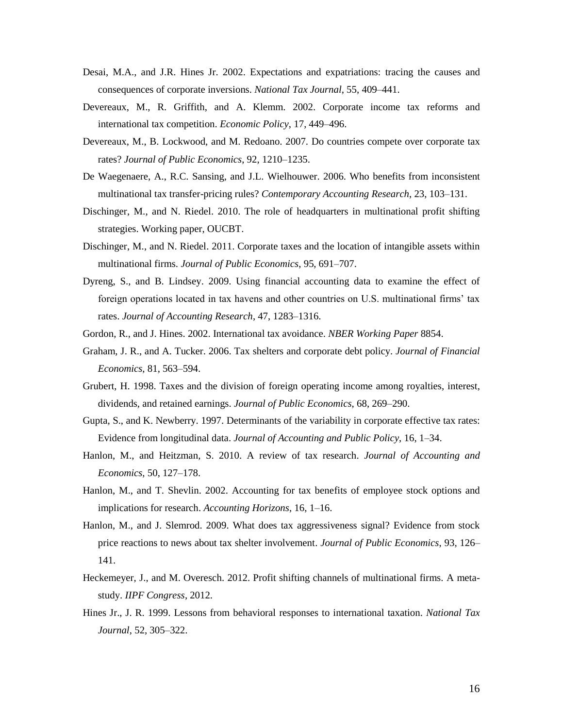Desai, M.A., and J.R. Hines Jr. 2002. Expectations and expatriations: tracing the causes and consequences of corporate inversions. *National Tax Journal*, 55, 409–441.

Devereaux, M., R. Griffith, and A. Klemm. 2002. Corporate income tax reforms and international tax competition. *Economic Policy*, 17, 449–496.

Devereaux, M., B. Lockwood, and M. Redoano. 2007. Do countries compete over corporate tax rates? *Journal of Public Economics*, 92, 1210–1235.

De Waegenaere, A., R.C. Sansing, and J.L. Wielhouwer. 2006. Who benefits from inconsistent multinational tax transfer-pricing rules? *Contemporary Accounting Research*, 23, 103–131.

Dischinger, M., and N. Riedel. 2010. The role of headquarters in multinational profit shifting strategies. Working paper, OUCBT.

Dischinger, M., and N. Riedel. 2011. Corporate taxes and the location of intangible assets within multinational firms. *Journal of Public Economics*, 95, 691–707.

Dyreng, S., and B. Lindsey. 2009. Using financial accounting data to examine the effect of foreign operations located in tax havens and other countries on U.S. multinational firms' tax rates. *Journal of Accounting Research*, 47, 1283–1316.

Gordon, R., and J. Hines. 2002. International tax avoidance. *NBER Working Paper* 8854.

Graham, J. R., and A. Tucker. 2006. Tax shelters and corporate debt policy. *Journal of Financial Economics*, 81, 563–594.

Grubert, H. 1998. Taxes and the division of foreign operating income among royalties, interest, dividends, and retained earnings. *Journal of Public Economics*, 68, 269–290.

Gupta, S., and K. Newberry. 1997. Determinants of the variability in corporate effective tax rates: Evidence from longitudinal data. *Journal of Accounting and Public Policy*, 16, 1–34.

Hanlon, M., and Heitzman, S. 2010. A review of tax research. *Journal of Accounting and Economics*, 50, 127–178.

Hanlon, M., and T. Shevlin. 2002. Accounting for tax benefits of employee stock options and implications for research. *Accounting Horizons*, 16, 1–16.

Hanlon, M., and J. Slemrod. 2009. What does tax aggressiveness signal? Evidence from stock price reactions to news about tax shelter involvement. *Journal of Public Economics*, 93, 126–141.

Heckemeyer, J., and M. Overesch. 2012. Profit shifting channels of multinational firms. A meta-study. *IIPF Congress*, 2012.

Hines Jr., J. R. 1999. Lessons from behavioral responses to international taxation. *National Tax Journal*, 52, 305–322.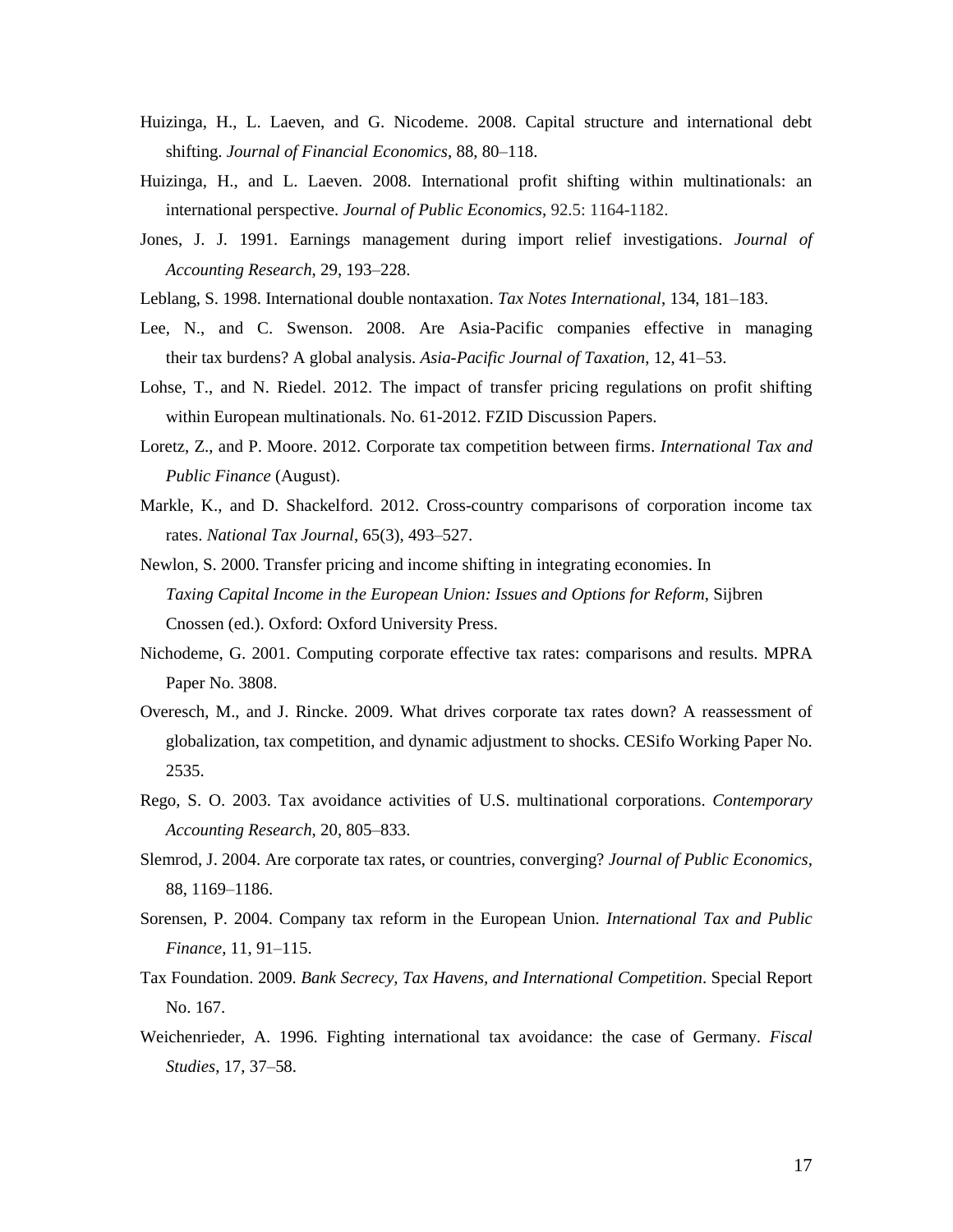Huizinga, H., L. Laeven, and G. Nicodeme. 2008. Capital structure and international debt shifting. *Journal of Financial Economics*, 88, 80–118.

Huizinga, H., and L. Laeven. 2008. International profit shifting within multinationals: an international perspective. *Journal of Public Economics*, 92.5: 1164-1182.

Jones, J. J. 1991. Earnings management during import relief investigations. *Journal of Accounting Research*, 29, 193–228.

Leblang, S. 1998. International double nontaxation. *Tax Notes International*, 134, 181–183.

Lee, N., and C. Swenson. 2008. Are Asia-Pacific companies effective in managing their tax burdens? A global analysis. *Asia-Pacific Journal of Taxation*, 12, 41–53.

Lohse, T., and N. Riedel. 2012. The impact of transfer pricing regulations on profit shifting within European multinationals. No. 61-2012. FZID Discussion Papers.

Loretz, Z., and P. Moore. 2012. Corporate tax competition between firms. *International Tax and Public Finance* (August).

Markle, K., and D. Shackelford. 2012. Cross-country comparisons of corporation income tax rates. *National Tax Journal*, 65(3), 493–527.

Newlon, S. 2000. Transfer pricing and income shifting in integrating economies. In *Taxing Capital Income in the European Union: Issues and Options for Reform*, Sijbren Cnossen (ed.). Oxford: Oxford University Press.

Nichodeme, G. 2001. Computing corporate effective tax rates: comparisons and results. MPRA Paper No. 3808.

Overesch, M., and J. Rincke. 2009. What drives corporate tax rates down? A reassessment of globalization, tax competition, and dynamic adjustment to shocks. CESifo Working Paper No. 2535.

Rego, S. O. 2003. Tax avoidance activities of U.S. multinational corporations. *Contemporary Accounting Research*, 20, 805–833.

Slemrod, J. 2004. Are corporate tax rates, or countries, converging? *Journal of Public Economics*, 88, 1169–1186.

Sorensen, P. 2004. Company tax reform in the European Union. *International Tax and Public Finance*, 11, 91–115.

Tax Foundation. 2009. *Bank Secrecy, Tax Havens, and International Competition*. Special Report No. 167.

Weichenrieder, A. 1996. Fighting international tax avoidance: the case of Germany. *Fiscal Studies*, 17, 37–58.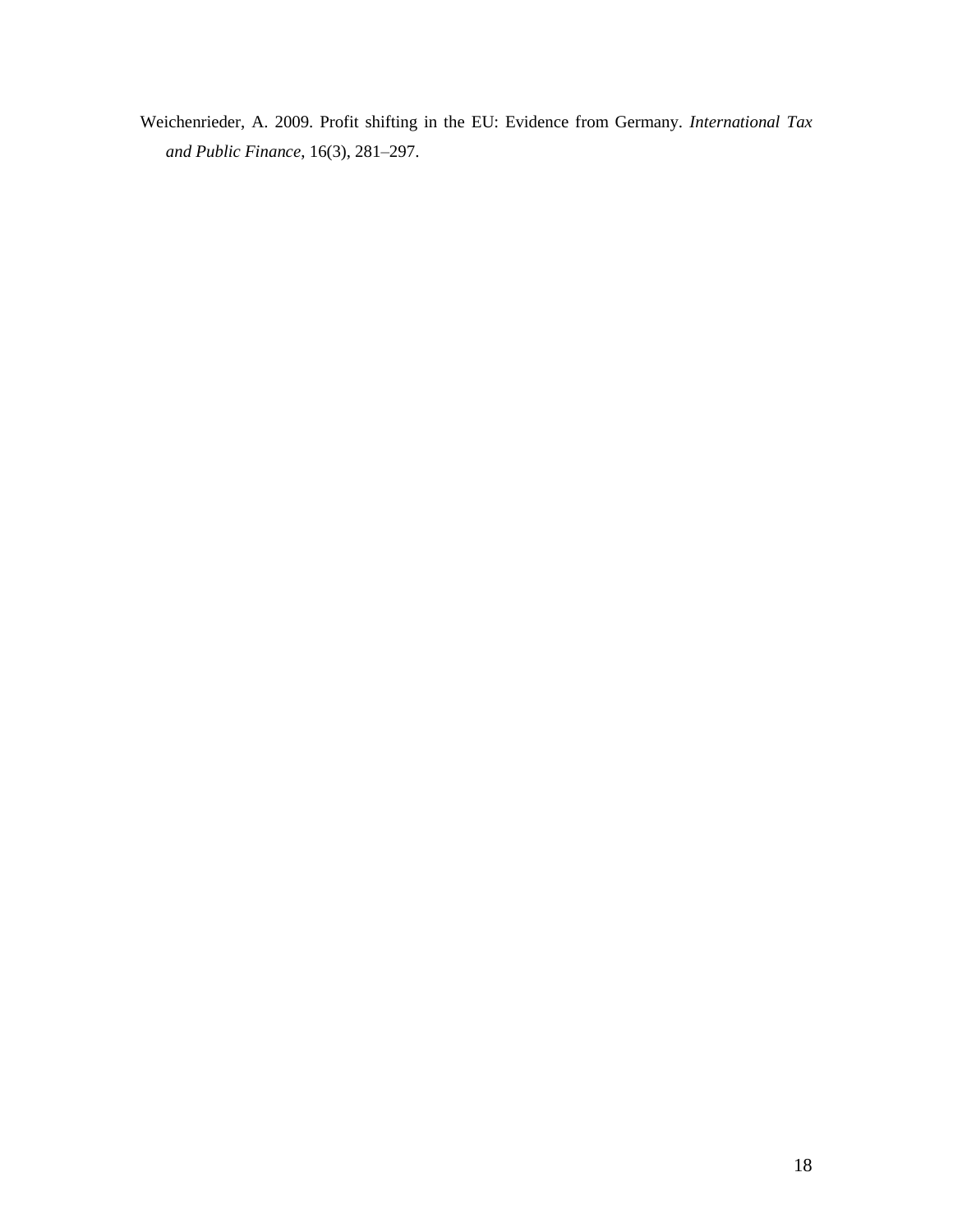Weichenrieder, A. 2009. Profit shifting in the EU: Evidence from Germany. *International Tax and Public Finance*, 16(3), 281–297.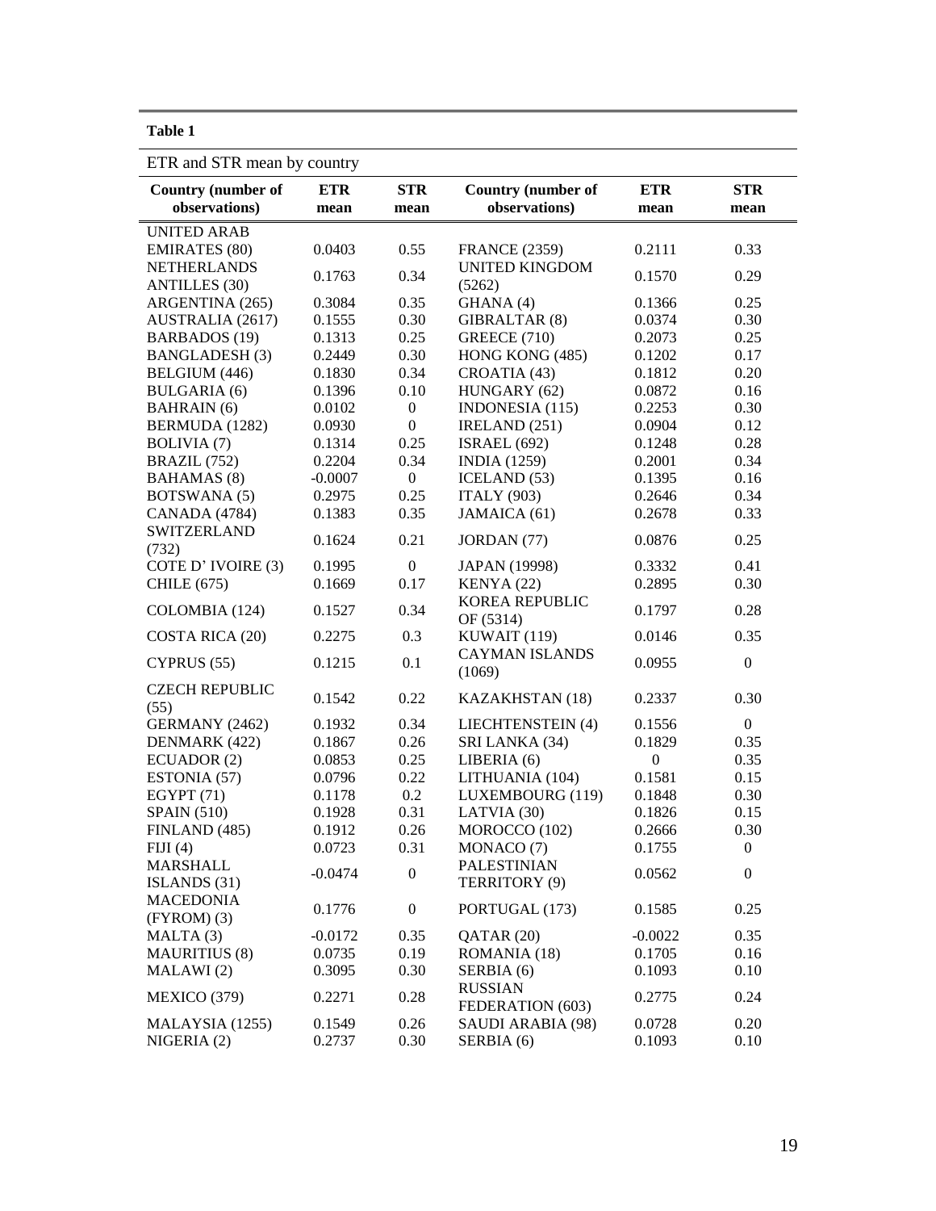**Table 1**

ETR and STR mean by country

| Country (number of observations) | ETR mean | STR mean | Country (number of observations) | ETR mean | STR mean |
|---|---|---|---|---|---|
| UNITED ARAB EMIRATES (80) | 0.0403 | 0.55 | FRANCE (2359) | 0.2111 | 0.33 |
| NETHERLANDS ANTILLES (30) | 0.1763 | 0.34 | UNITED KINGDOM (5262) | 0.1570 | 0.29 |
| ARGENTINA (265) | 0.3084 | 0.35 | GHANA (4) | 0.1366 | 0.25 |
| AUSTRALIA (2617) | 0.1555 | 0.30 | GIBRALTAR (8) | 0.0374 | 0.30 |
| BARBADOS (19) | 0.1313 | 0.25 | GREECE (710) | 0.2073 | 0.25 |
| BANGLADESH (3) | 0.2449 | 0.30 | HONG KONG (485) | 0.1202 | 0.17 |
| BELGIUM (446) | 0.1830 | 0.34 | CROATIA (43) | 0.1812 | 0.20 |
| BULGARIA (6) | 0.1396 | 0.10 | HUNGARY (62) | 0.0872 | 0.16 |
| BAHRAIN (6) | 0.0102 | 0 | INDONESIA (115) | 0.2253 | 0.30 |
| BERMUDA (1282) | 0.0930 | 0 | IRELAND (251) | 0.0904 | 0.12 |
| BOLIVIA (7) | 0.1314 | 0.25 | ISRAEL (692) | 0.1248 | 0.28 |
| BRAZIL (752) | 0.2204 | 0.34 | INDIA (1259) | 0.2001 | 0.34 |
| BAHAMAS (8) | -0.0007 | 0 | ICELAND (53) | 0.1395 | 0.16 |
| BOTSWANA (5) | 0.2975 | 0.25 | ITALY (903) | 0.2646 | 0.34 |
| CANADA (4784) | 0.1383 | 0.35 | JAMAICA (61) | 0.2678 | 0.33 |
| SWITZERLAND (732) | 0.1624 | 0.21 | JORDAN (77) | 0.0876 | 0.25 |
| COTE D' IVOIRE (3) | 0.1995 | 0 | JAPAN (19998) | 0.3332 | 0.41 |
| CHILE (675) | 0.1669 | 0.17 | KENYA (22) | 0.2895 | 0.30 |
| COLOMBIA (124) | 0.1527 | 0.34 | KOREA REPUBLIC OF (5314) | 0.1797 | 0.28 |
| COSTA RICA (20) | 0.2275 | 0.3 | KUWAIT (119) | 0.0146 | 0.35 |
| CYPRUS (55) | 0.1215 | 0.1 | CAYMAN ISLANDS (1069) | 0.0955 | 0 |
| CZECH REPUBLIC (55) | 0.1542 | 0.22 | KAZAKHSTAN (18) | 0.2337 | 0.30 |
| GERMANY (2462) | 0.1932 | 0.34 | LIECHTENSTEIN (4) | 0.1556 | 0 |
| DENMARK (422) | 0.1867 | 0.26 | SRI LANKA (34) | 0.1829 | 0.35 |
| ECUADOR (2) | 0.0853 | 0.25 | LIBERIA (6) | 0 | 0.35 |
| ESTONIA (57) | 0.0796 | 0.22 | LITHUANIA (104) | 0.1581 | 0.15 |
| EGYPT (71) | 0.1178 | 0.2 | LUXEMBOURG (119) | 0.1848 | 0.30 |
| SPAIN (510) | 0.1928 | 0.31 | LATVIA (30) | 0.1826 | 0.15 |
| FINLAND (485) | 0.1912 | 0.26 | MOROCCO (102) | 0.2666 | 0.30 |
| FIJI (4) | 0.0723 | 0.31 | MONACO (7) | 0.1755 | 0 |
| MARSHALL ISLANDS (31) | -0.0474 | 0 | PALESTINIAN TERRITORY (9) | 0.0562 | 0 |
| MACEDONIA (FYROM) (3) | 0.1776 | 0 | PORTUGAL (173) | 0.1585 | 0.25 |
| MALTA (3) | -0.0172 | 0.35 | QATAR (20) | -0.0022 | 0.35 |
| MAURITIUS (8) | 0.0735 | 0.19 | ROMANIA (18) | 0.1705 | 0.16 |
| MALAWI (2) | 0.3095 | 0.30 | SERBIA (6) | 0.1093 | 0.10 |
| MEXICO (379) | 0.2271 | 0.28 | RUSSIAN FEDERATION (603) | 0.2775 | 0.24 |
| MALAYSIA (1255) | 0.1549 | 0.26 | SAUDI ARABIA (98) | 0.0728 | 0.20 |
| NIGERIA (2) | 0.2737 | 0.30 | SERBIA (6) | 0.1093 | 0.10 |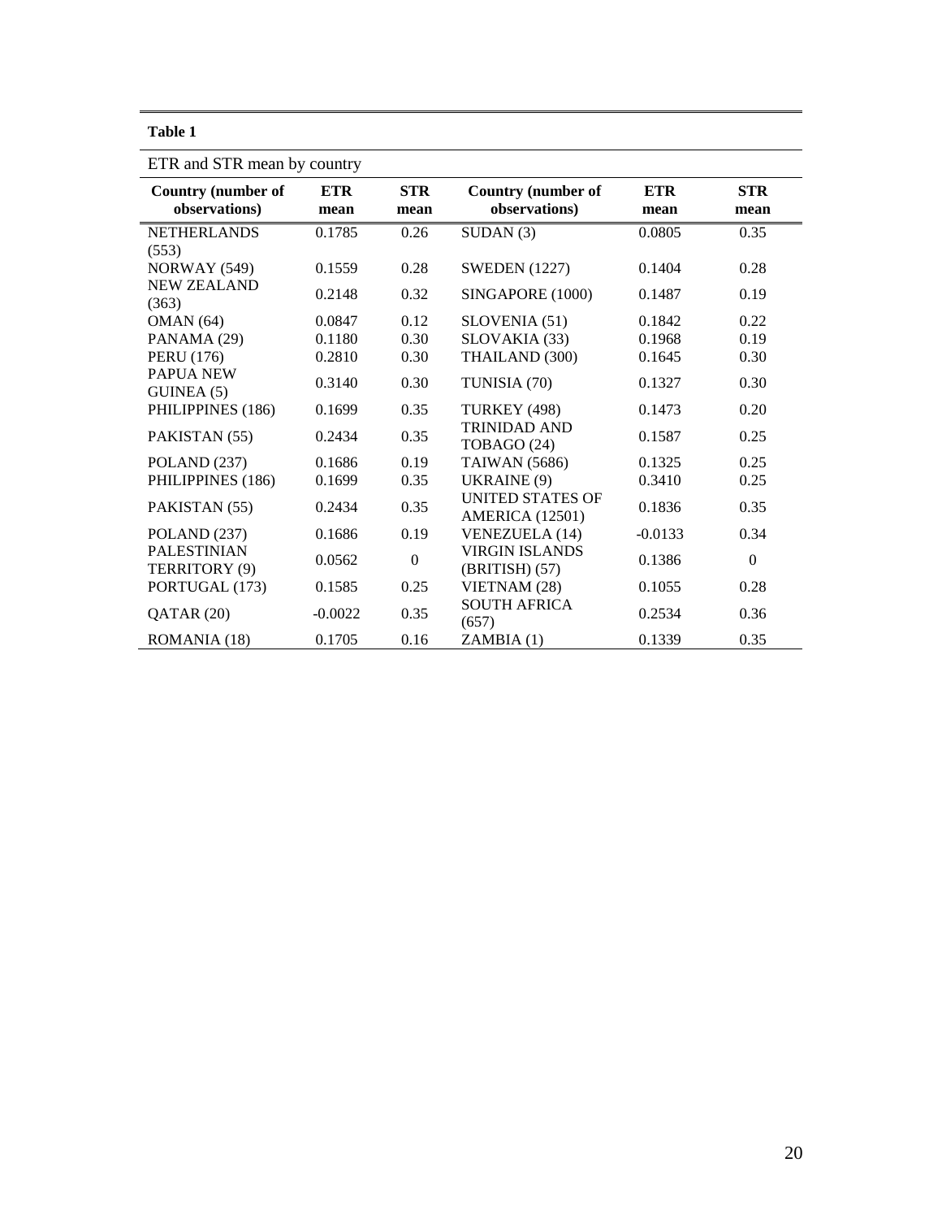**Table 1**

ETR and STR mean by country

| Country (number of observations) | ETR mean | STR mean | Country (number of observations) | ETR mean | STR mean |
|---|---|---|---|---|---|
| NETHERLANDS (553) | 0.1785 | 0.26 | SUDAN (3) | 0.0805 | 0.35 |
| NORWAY (549) | 0.1559 | 0.28 | SWEDEN (1227) | 0.1404 | 0.28 |
| NEW ZEALAND (363) | 0.2148 | 0.32 | SINGAPORE (1000) | 0.1487 | 0.19 |
| OMAN (64) | 0.0847 | 0.12 | SLOVENIA (51) | 0.1842 | 0.22 |
| PANAMA (29) | 0.1180 | 0.30 | SLOVAKIA (33) | 0.1968 | 0.19 |
| PERU (176) | 0.2810 | 0.30 | THAILAND (300) | 0.1645 | 0.30 |
| PAPUA NEW GUINEA (5) | 0.3140 | 0.30 | TUNISIA (70) | 0.1327 | 0.30 |
| PHILIPPINES (186) | 0.1699 | 0.35 | TURKEY (498) | 0.1473 | 0.20 |
| PAKISTAN (55) | 0.2434 | 0.35 | TRINIDAD AND TOBAGO (24) | 0.1587 | 0.25 |
| POLAND (237) | 0.1686 | 0.19 | TAIWAN (5686) | 0.1325 | 0.25 |
| PHILIPPINES (186) | 0.1699 | 0.35 | UKRAINE (9) | 0.3410 | 0.25 |
| PAKISTAN (55) | 0.2434 | 0.35 | UNITED STATES OF AMERICA (12501) | 0.1836 | 0.35 |
| POLAND (237) | 0.1686 | 0.19 | VENEZUELA (14) | -0.0133 | 0.34 |
| PALESTINIAN TERRITORY (9) | 0.0562 | 0 | VIRGIN ISLANDS (BRITISH) (57) | 0.1386 | 0 |
| PORTUGAL (173) | 0.1585 | 0.25 | VIETNAM (28) | 0.1055 | 0.28 |
| QATAR (20) | -0.0022 | 0.35 | SOUTH AFRICA (657) | 0.2534 | 0.36 |
| ROMANIA (18) | 0.1705 | 0.16 | ZAMBIA (1) | 0.1339 | 0.35 |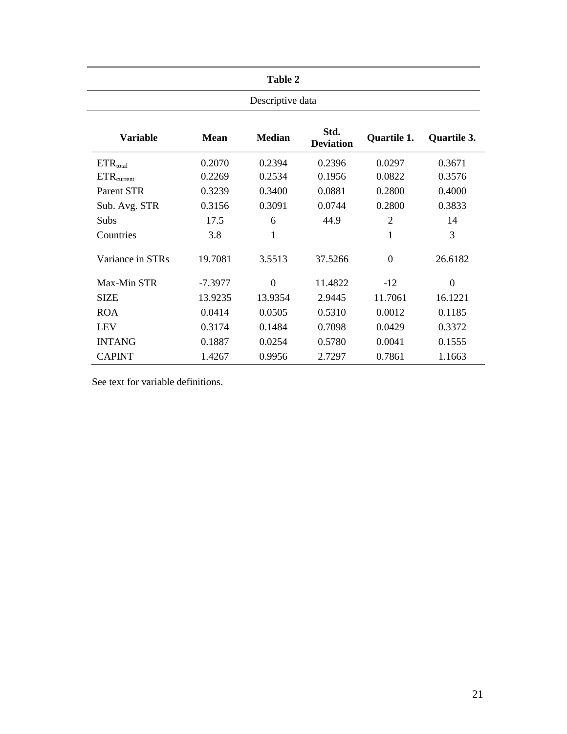**Table 2**

Descriptive data

| Variable | Mean | Median | Std. Deviation | Quartile 1. | Quartile 3. |
|---|---|---|---|---|---|
| $ETR_{total}$ | 0.2070 | 0.2394 | 0.2396 | 0.0297 | 0.3671 |
| $ETR_{current}$ | 0.2269 | 0.2534 | 0.1956 | 0.0822 | 0.3576 |
| Parent STR | 0.3239 | 0.3400 | 0.0881 | 0.2800 | 0.4000 |
| Sub. Avg. STR | 0.3156 | 0.3091 | 0.0744 | 0.2800 | 0.3833 |
| Subs | 17.5 | 6 | 44.9 | 2 | 14 |
| Countries | 3.8 | 1 | | 1 | 3 |
| Variance in STRs | 19.7081 | 3.5513 | 37.5266 | 0 | 26.6182 |
| Max-Min STR | -7.3977 | 0 | 11.4822 | -12 | 0 |
| SIZE | 13.9235 | 13.9354 | 2.9445 | 11.7061 | 16.1221 |
| ROA | 0.0414 | 0.0505 | 0.5310 | 0.0012 | 0.1185 |
| LEV | 0.3174 | 0.1484 | 0.7098 | 0.0429 | 0.3372 |
| INTANG | 0.1887 | 0.0254 | 0.5780 | 0.0041 | 0.1555 |
| CAPINT | 1.4267 | 0.9956 | 2.7297 | 0.7861 | 1.1663 |

See text for variable definitions.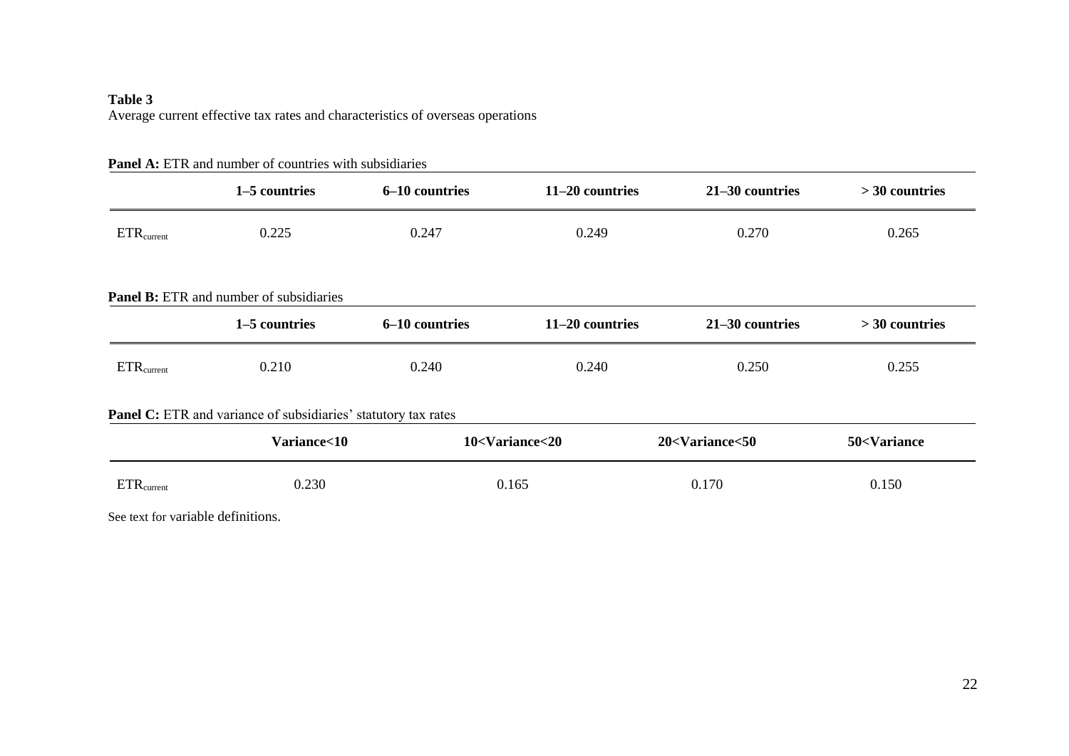**Table 3**
Average current effective tax rates and characteristics of overseas operations

**Panel A:** ETR and number of countries with subsidiaries

| | 1–5 countries | 6–10 countries | 11–20 countries | 21–30 countries | > 30 countries |
|---|---|---|---|---|---|
| $ETR_{current}$ | 0.225 | 0.247 | 0.249 | 0.270 | 0.265 |

**Panel B:** ETR and number of subsidiaries

| | 1–5 countries | 6–10 countries | 11–20 countries | 21–30 countries | > 30 countries |
|---|---|---|---|---|---|
| $ETR_{current}$ | 0.210 | 0.240 | 0.240 | 0.250 | 0.255 |

**Panel C:** ETR and variance of subsidiaries' statutory tax rates

| | Variance<10 | 10<Variance<20 | 20<Variance<50 | 50<Variance |
|---|---|---|---|---|
| $ETR_{current}$ | 0.230 | 0.165 | 0.170 | 0.150 |

See text for variable definitions.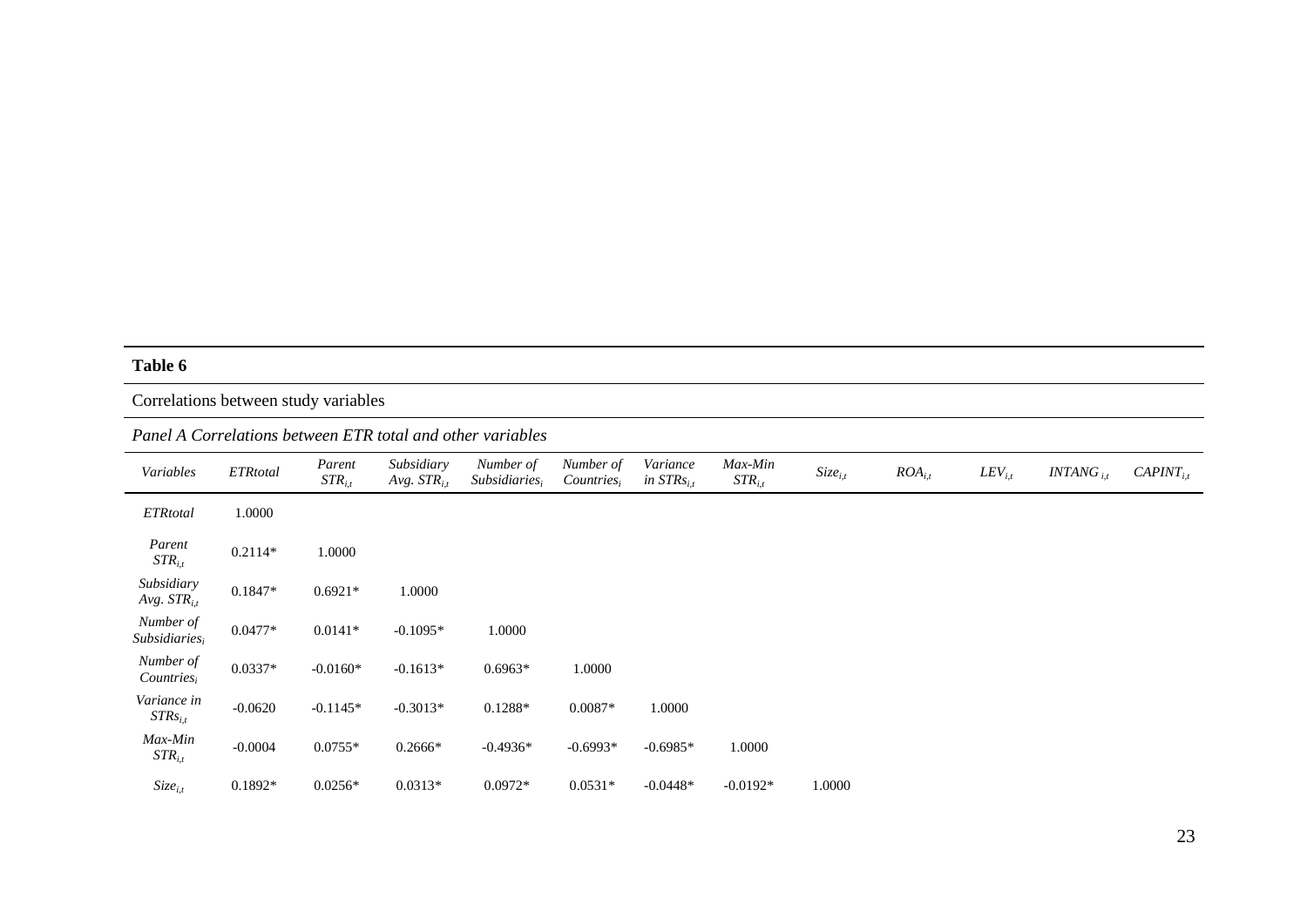**Table 6**

Correlations between study variables

*Panel A Correlations between ETR total and other variables*

| *Variables* | *ETRtotal* | *Parent* $STR_{i,t}$ | *Subsidiary Avg.* $STR_{i,t}$ | *Number of* $Subsidiaries_i$ | *Number of* $Countries_i$ | *Variance in* $STRs_{i,t}$ | *Max-Min* $STR_{i,t}$ | $Size_{i,t}$ | $ROA_{i,t}$ | $LEV_{i,t}$ | $INTANG_{i,t}$ | $CAPINT_{i,t}$ |
|---|---|---|---|---|---|---|---|---|---|---|---|---|
| *ETRtotal* | 1.0000 | | | | | | | | | | | |
| *Parent* $STR_{i,t}$ | 0.2114* | 1.0000 | | | | | | | | | | |
| *Subsidiary Avg.* $STR_{i,t}$ | 0.1847* | 0.6921* | 1.0000 | | | | | | | | | |
| *Number of* $Subsidiaries_i$ | 0.0477* | 0.0141* | -0.1095* | 1.0000 | | | | | | | | |
| *Number of* $Countries_i$ | 0.0337* | -0.0160* | -0.1613* | 0.6963* | 1.0000 | | | | | | | |
| *Variance in* $STRs_{i,t}$ | -0.0620 | -0.1145* | -0.3013* | 0.1288* | 0.0087* | 1.0000 | | | | | | |
| *Max-Min* $STR_{i,t}$ | -0.0004 | 0.0755* | 0.2666* | -0.4936* | -0.6993* | -0.6985* | 1.0000 | | | | | |
| $Size_{i,t}$ | 0.1892* | 0.0256* | 0.0313* | 0.0972* | 0.0531* | -0.0448* | -0.0192* | 1.0000 | | | | |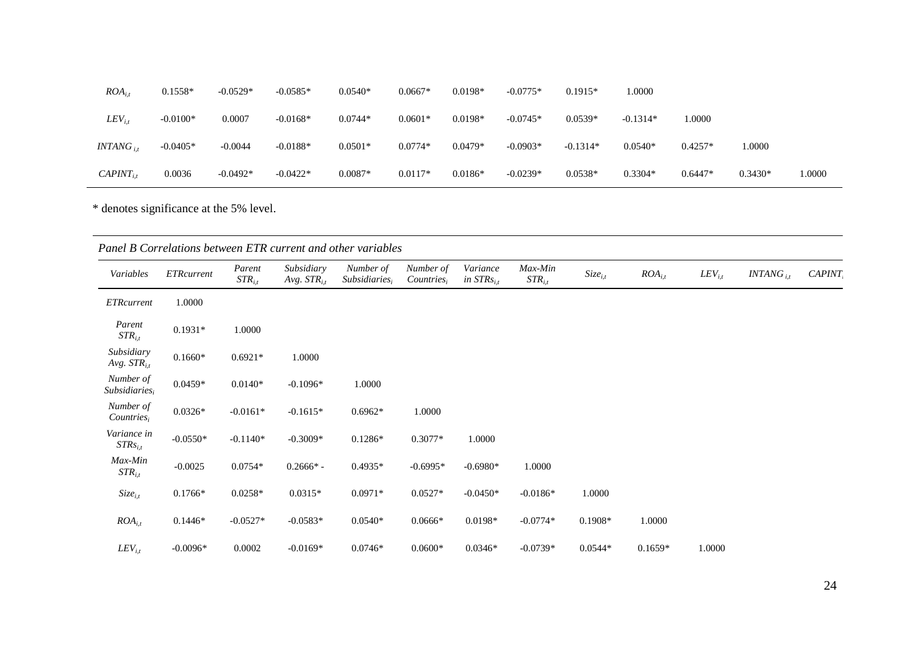| | | | | | | | | | | | | |
|---|---|---|---|---|---|---|---|---|---|---|---|---|
| $ROA_{i,t}$ | 0.1558* | -0.0529* | -0.0585* | 0.0540* | 0.0667* | 0.0198* | -0.0775* | 0.1915* | 1.0000 | | | |
| $LEV_{i,t}$ | -0.0100* | 0.0007 | -0.0168* | 0.0744* | 0.0601* | 0.0198* | -0.0745* | 0.0539* | -0.1314* | 1.0000 | | |
| $INTANG_{i,t}$ | -0.0405* | -0.0044 | -0.0188* | 0.0501* | 0.0774* | 0.0479* | -0.0903* | -0.1314* | 0.0540* | 0.4257* | 1.0000 | |
| $CAPINT_{i,t}$ | 0.0036 | -0.0492* | -0.0422* | 0.0087* | 0.0117* | 0.0186* | -0.0239* | 0.0538* | 0.3304* | 0.6447* | 0.3430* | 1.0000 |

* denotes significance at the 5% level.

*Panel B Correlations between ETR current and other variables*

| *Variables* | *ETRcurrent* | *Parent* $STR_{i,t}$ | *Subsidiary Avg.* $STR_{i,t}$ | *Number of* $Subsidiaries_i$ | *Number of* $Countries_i$ | *Variance in* $STRs_{i,t}$ | *Max-Min* $STR_{i,t}$ | $Size_{i,t}$ | $ROA_{i,t}$ | $LEV_{i,t}$ | $INTANG_{i,t}$ | $CAPINT_{i,t}$ |
|---|---|---|---|---|---|---|---|---|---|---|---|---|
| *ETRcurrent* | 1.0000 | | | | | | | | | | | |
| *Parent* $STR_{i,t}$ | 0.1931* | 1.0000 | | | | | | | | | | |
| *Subsidiary Avg.* $STR_{i,t}$ | 0.1660* | 0.6921* | 1.0000 | | | | | | | | | |
| *Number of* $Subsidiaries_i$ | 0.0459* | 0.0140* | -0.1096* | 1.0000 | | | | | | | | |
| *Number of* $Countries_i$ | 0.0326* | -0.0161* | -0.1615* | 0.6962* | 1.0000 | | | | | | | |
| *Variance in* $STRs_{i,t}$ | -0.0550* | -0.1140* | -0.3009* | 0.1286* | 0.3077* | 1.0000 | | | | | | |
| *Max-Min* $STR_{i,t}$ | -0.0025 | 0.0754* | 0.2666* - | 0.4935* | -0.6995* | -0.6980* | 1.0000 | | | | | |
| $Size_{i,t}$ | 0.1766* | 0.0258* | 0.0315* | 0.0971* | 0.0527* | -0.0450* | -0.0186* | 1.0000 | | | | |
| $ROA_{i,t}$ | 0.1446* | -0.0527* | -0.0583* | 0.0540* | 0.0666* | 0.0198* | -0.0774* | 0.1908* | 1.0000 | | | |
| $LEV_{i,t}$ | -0.0096* | 0.0002 | -0.0169* | 0.0746* | 0.0600* | 0.0346* | -0.0739* | 0.0544* | 0.1659* | 1.0000 | | |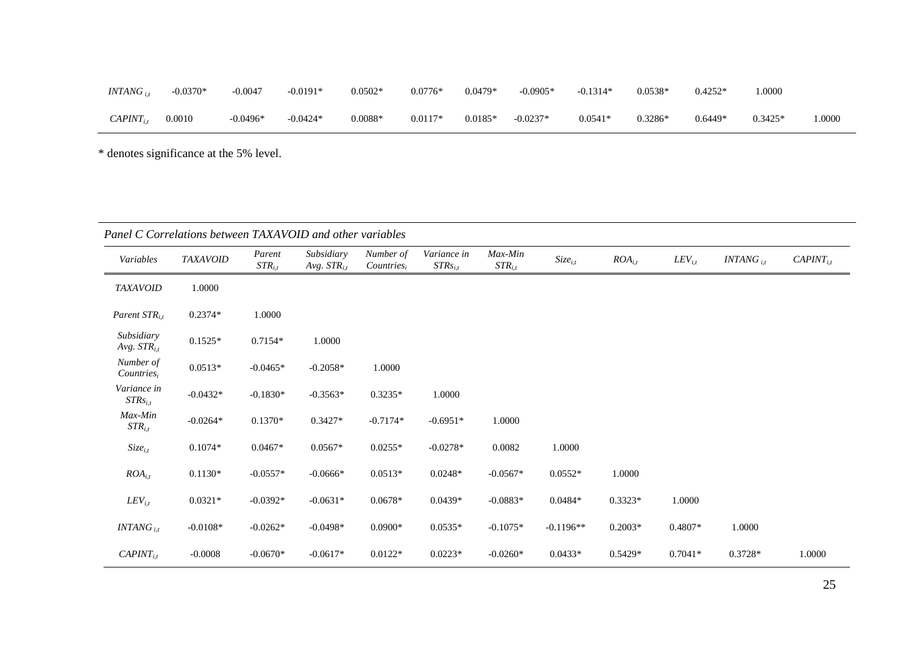| | | | | | | | | | | | | |
|---|---|---|---|---|---|---|---|---|---|---|---|---|
| $INTANG_{i,t}$ | -0.0370* | -0.0047 | -0.0191* | 0.0502* | 0.0776* | 0.0479* | -0.0905* | -0.1314* | 0.0538* | 0.4252* | 1.0000 | |
| $CAPINT_{i,t}$ | 0.0010 | -0.0496* | -0.0424* | 0.0088* | 0.0117* | 0.0185* | -0.0237* | 0.0541* | 0.3286* | 0.6449* | 0.3425* | 1.0000 |

\* denotes significance at the 5% level.

*Panel C Correlations between TAXAVOID and other variables*

| *Variables* | *TAXAVOID* | *Parent* $STR_{i,t}$ | *Subsidiary Avg.* $STR_{i,t}$ | *Number of* $Countries_i$ | *Variance in* $STRs_{i,t}$ | *Max-Min* $STR_{i,t}$ | $Size_{i,t}$ | $ROA_{i,t}$ | $LEV_{i,t}$ | $INTANG_{i,t}$ | $CAPINT_{i,t}$ |
|---|---|---|---|---|---|---|---|---|---|---|---|
| *TAXAVOID* | 1.0000 | | | | | | | | | | |
| *Parent* $STR_{i,t}$ | 0.2374* | 1.0000 | | | | | | | | | |
| *Subsidiary Avg.* $STR_{i,t}$ | 0.1525* | 0.7154* | 1.0000 | | | | | | | | |
| *Number of* $Countries_i$ | 0.0513* | -0.0465* | -0.2058* | 1.0000 | | | | | | | |
| *Variance in* $STRs_{i,t}$ | -0.0432* | -0.1830* | -0.3563* | 0.3235* | 1.0000 | | | | | | |
| *Max-Min* $STR_{i,t}$ | -0.0264* | 0.1370* | 0.3427* | -0.7174* | -0.6951* | 1.0000 | | | | | |
| $Size_{i,t}$ | 0.1074* | 0.0467* | 0.0567* | 0.0255* | -0.0278* | 0.0082 | 1.0000 | | | | |
| $ROA_{i,t}$ | 0.1130* | -0.0557* | -0.0666* | 0.0513* | 0.0248* | -0.0567* | 0.0552* | 1.0000 | | | |
| $LEV_{i,t}$ | 0.0321* | -0.0392* | -0.0631* | 0.0678* | 0.0439* | -0.0883* | 0.0484* | 0.3323* | 1.0000 | | |
| $INTANG_{i,t}$ | -0.0108* | -0.0262* | -0.0498* | 0.0900* | 0.0535* | -0.1075* | -0.1196** | 0.2003* | 0.4807* | 1.0000 | |
| $CAPINT_{i,t}$ | -0.0008 | -0.0670* | -0.0617* | 0.0122* | 0.0223* | -0.0260* | 0.0433* | 0.5429* | 0.7041* | 0.3728* | 1.0000 |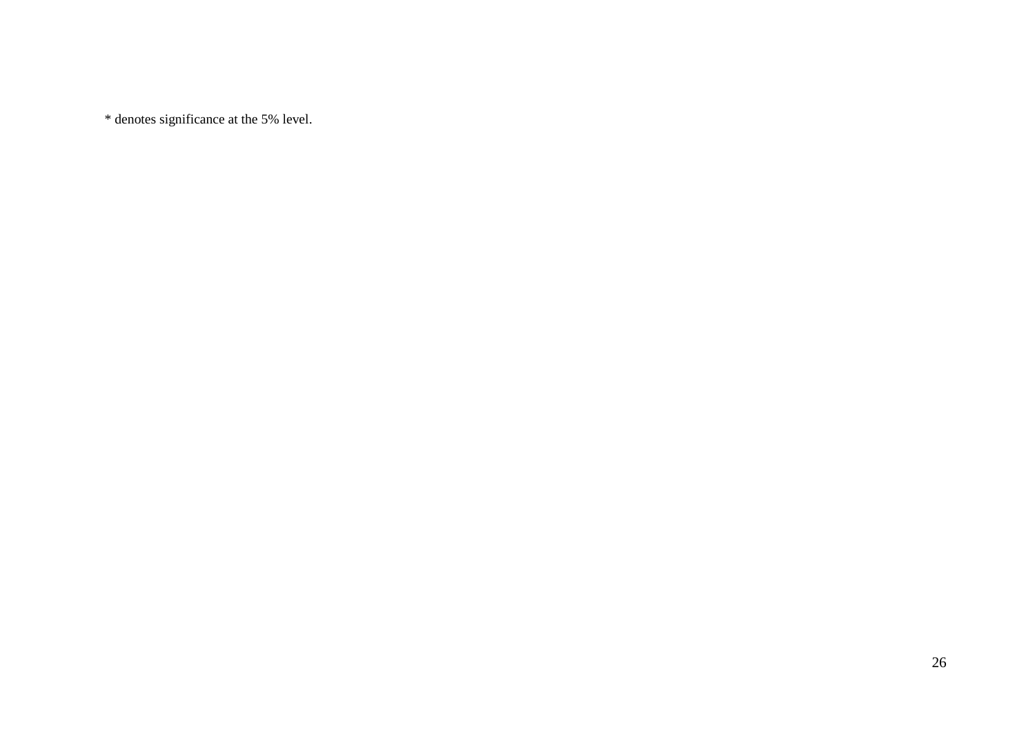* denotes significance at the 5% level.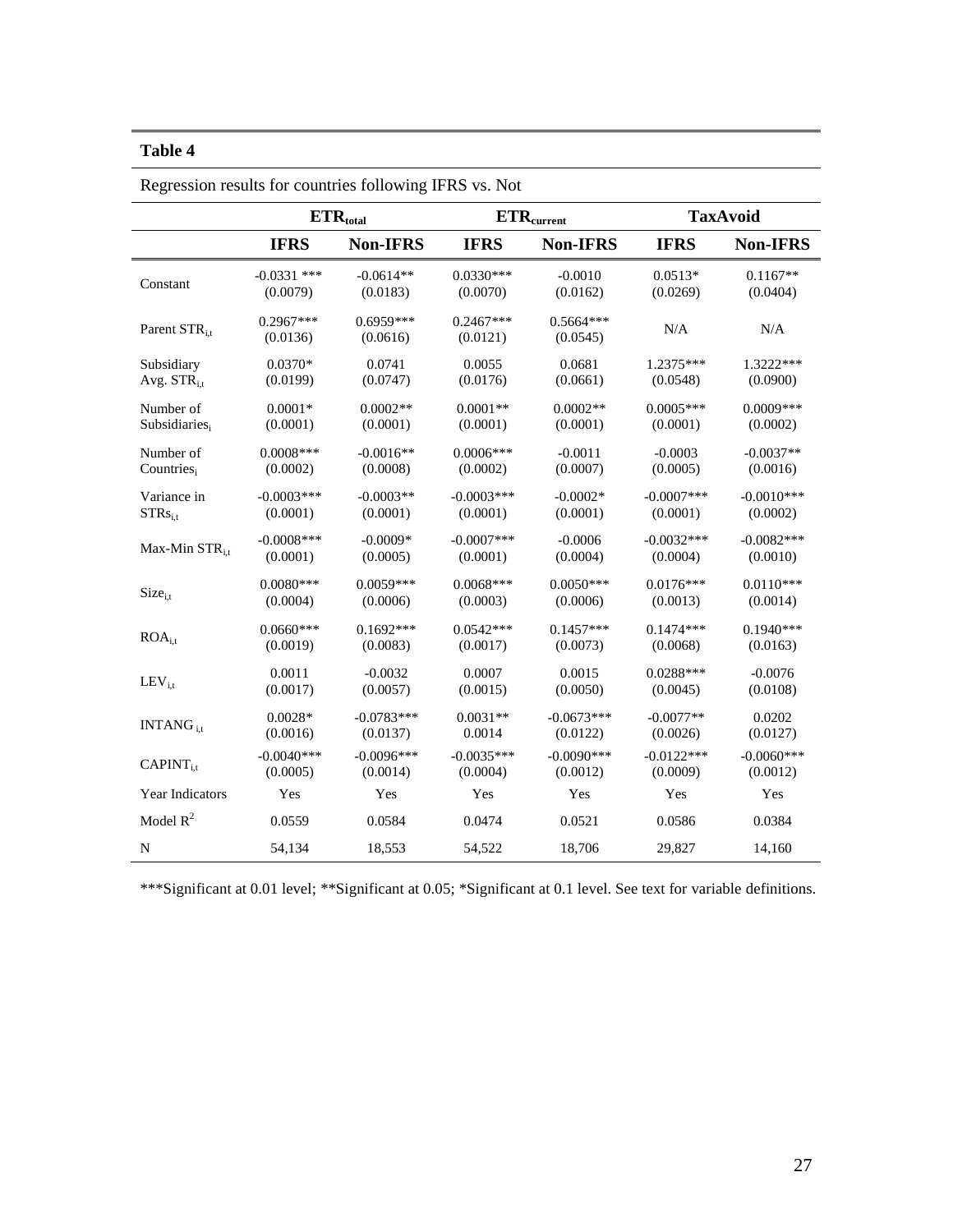**Table 4**

Regression results for countries following IFRS vs. Not

| | $ETR_{total}$ | | $ETR_{current}$ | | TaxAvoid | |
|---|---|---|---|---|---|---|
| | **IFRS** | **Non-IFRS** | **IFRS** | **Non-IFRS** | **IFRS** | **Non-IFRS** |
| Constant | -0.0331 *** (0.0079) | -0.0614** (0.0183) | 0.0330*** (0.0070) | -0.0010 (0.0162) | 0.0513* (0.0269) | 0.1167** (0.0404) |
| Parent $STR_{i,t}$ | 0.2967*** (0.0136) | 0.6959*** (0.0616) | 0.2467*** (0.0121) | 0.5664*** (0.0545) | N/A | N/A |
| Subsidiary Avg. $STR_{i,t}$ | 0.0370* (0.0199) | 0.0741 (0.0747) | 0.0055 (0.0176) | 0.0681 (0.0661) | 1.2375*** (0.0548) | 1.3222*** (0.0900) |
| Number of $Subsidiaries_{i}$ | 0.0001* (0.0001) | 0.0002** (0.0001) | 0.0001** (0.0001) | 0.0002** (0.0001) | 0.0005*** (0.0001) | 0.0009*** (0.0002) |
| Number of $Countries_{i}$ | 0.0008*** (0.0002) | -0.0016** (0.0008) | 0.0006*** (0.0002) | -0.0011 (0.0007) | -0.0003 (0.0005) | -0.0037** (0.0016) |
| Variance in $STRs_{i,t}$ | -0.0003*** (0.0001) | -0.0003** (0.0001) | -0.0003*** (0.0001) | -0.0002* (0.0001) | -0.0007*** (0.0001) | -0.0010*** (0.0002) |
| Max-Min $STR_{i,t}$ | -0.0008*** (0.0001) | -0.0009* (0.0005) | -0.0007*** (0.0001) | -0.0006 (0.0004) | -0.0032*** (0.0004) | -0.0082*** (0.0010) |
| $Size_{i,t}$ | 0.0080*** (0.0004) | 0.0059*** (0.0006) | 0.0068*** (0.0003) | 0.0050*** (0.0006) | 0.0176*** (0.0013) | 0.0110*** (0.0014) |
| $ROA_{i,t}$ | 0.0660*** (0.0019) | 0.1692*** (0.0083) | 0.0542*** (0.0017) | 0.1457*** (0.0073) | 0.1474*** (0.0068) | 0.1940*** (0.0163) |
| $LEV_{i,t}$ | 0.0011 (0.0017) | -0.0032 (0.0057) | 0.0007 (0.0015) | 0.0015 (0.0050) | 0.0288*** (0.0045) | -0.0076 (0.0108) |
| $INTANG_{i,t}$ | 0.0028* (0.0016) | -0.0783*** (0.0137) | 0.0031** 0.0014 | -0.0673*** (0.0122) | -0.0077** (0.0026) | 0.0202 (0.0127) |
| $CAPINT_{i,t}$ | -0.0040*** (0.0005) | -0.0096*** (0.0014) | -0.0035*** (0.0004) | -0.0090*** (0.0012) | -0.0122*** (0.0009) | -0.0060*** (0.0012) |
| Year Indicators | Yes | Yes | Yes | Yes | Yes | Yes |
| Model $R^2$ | 0.0559 | 0.0584 | 0.0474 | 0.0521 | 0.0586 | 0.0384 |
| N | 54,134 | 18,553 | 54,522 | 18,706 | 29,827 | 14,160 |

***Significant at 0.01 level; **Significant at 0.05; *Significant at 0.1 level. See text for variable definitions.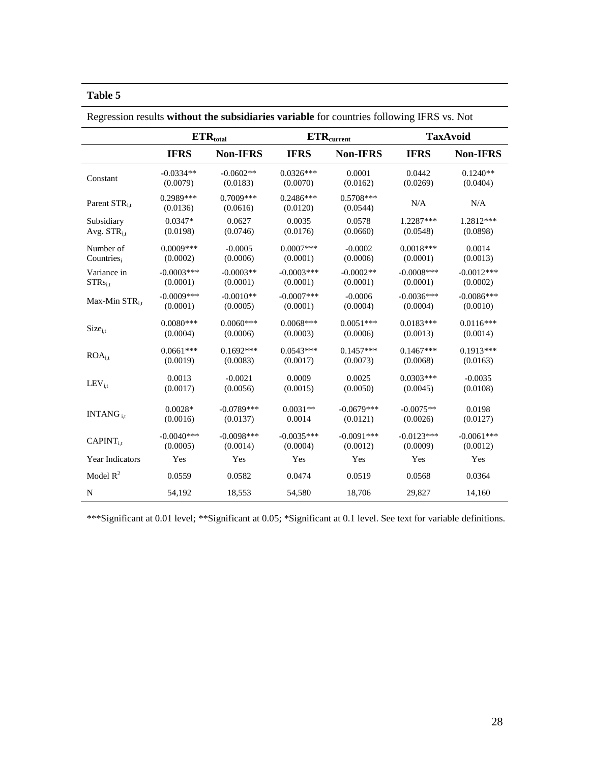**Table 5**

Regression results **without the subsidiaries variable** for countries following IFRS vs. Not

| | $ETR_{total}$ | | $ETR_{current}$ | | TaxAvoid | |
|---|---|---|---|---|---|---|
| | **IFRS** | **Non-IFRS** | **IFRS** | **Non-IFRS** | **IFRS** | **Non-IFRS** |
| Constant | -0.0334** (0.0079) | -0.0602** (0.0183) | 0.0326*** (0.0070) | 0.0001 (0.0162) | 0.0442 (0.0269) | 0.1240** (0.0404) |
| Parent $STR_{i,t}$ | 0.2989*** (0.0136) | 0.7009*** (0.0616) | 0.2486*** (0.0120) | 0.5708*** (0.0544) | N/A | N/A |
| Subsidiary Avg. $STR_{i,t}$ | 0.0347* (0.0198) | 0.0627 (0.0746) | 0.0035 (0.0176) | 0.0578 (0.0660) | 1.2287*** (0.0548) | 1.2812*** (0.0898) |
| Number of $Countries_{i}$ | 0.0009*** (0.0002) | -0.0005 (0.0006) | 0.0007*** (0.0001) | -0.0002 (0.0006) | 0.0018*** (0.0001) | 0.0014 (0.0013) |
| Variance in $STRs_{i,t}$ | -0.0003*** (0.0001) | -0.0003** (0.0001) | -0.0003*** (0.0001) | -0.0002** (0.0001) | -0.0008*** (0.0001) | -0.0012*** (0.0002) |
| Max-Min $STR_{i,t}$ | -0.0009*** (0.0001) | -0.0010** (0.0005) | -0.0007*** (0.0001) | -0.0006 (0.0004) | -0.0036*** (0.0004) | -0.0086*** (0.0010) |
| $Size_{i,t}$ | 0.0080*** (0.0004) | 0.0060*** (0.0006) | 0.0068*** (0.0003) | 0.0051*** (0.0006) | 0.0183*** (0.0013) | 0.0116*** (0.0014) |
| $ROA_{i,t}$ | 0.0661*** (0.0019) | 0.1692*** (0.0083) | 0.0543*** (0.0017) | 0.1457*** (0.0073) | 0.1467*** (0.0068) | 0.1913*** (0.0163) |
| $LEV_{i,t}$ | 0.0013 (0.0017) | -0.0021 (0.0056) | 0.0009 (0.0015) | 0.0025 (0.0050) | 0.0303*** (0.0045) | -0.0035 (0.0108) |
| $INTANG_{i,t}$ | 0.0028* (0.0016) | -0.0789*** (0.0137) | 0.0031** 0.0014 | -0.0679*** (0.0121) | -0.0075** (0.0026) | 0.0198 (0.0127) |
| $CAPINT_{i,t}$ | -0.0040*** (0.0005) | -0.0098*** (0.0014) | -0.0035*** (0.0004) | -0.0091*** (0.0012) | -0.0123*** (0.0009) | -0.0061*** (0.0012) |
| Year Indicators | Yes | Yes | Yes | Yes | Yes | Yes |
| Model $R^2$ | 0.0559 | 0.0582 | 0.0474 | 0.0519 | 0.0568 | 0.0364 |
| N | 54,192 | 18,553 | 54,580 | 18,706 | 29,827 | 14,160 |

***Significant at 0.01 level; **Significant at 0.05; *Significant at 0.1 level. See text for variable definitions.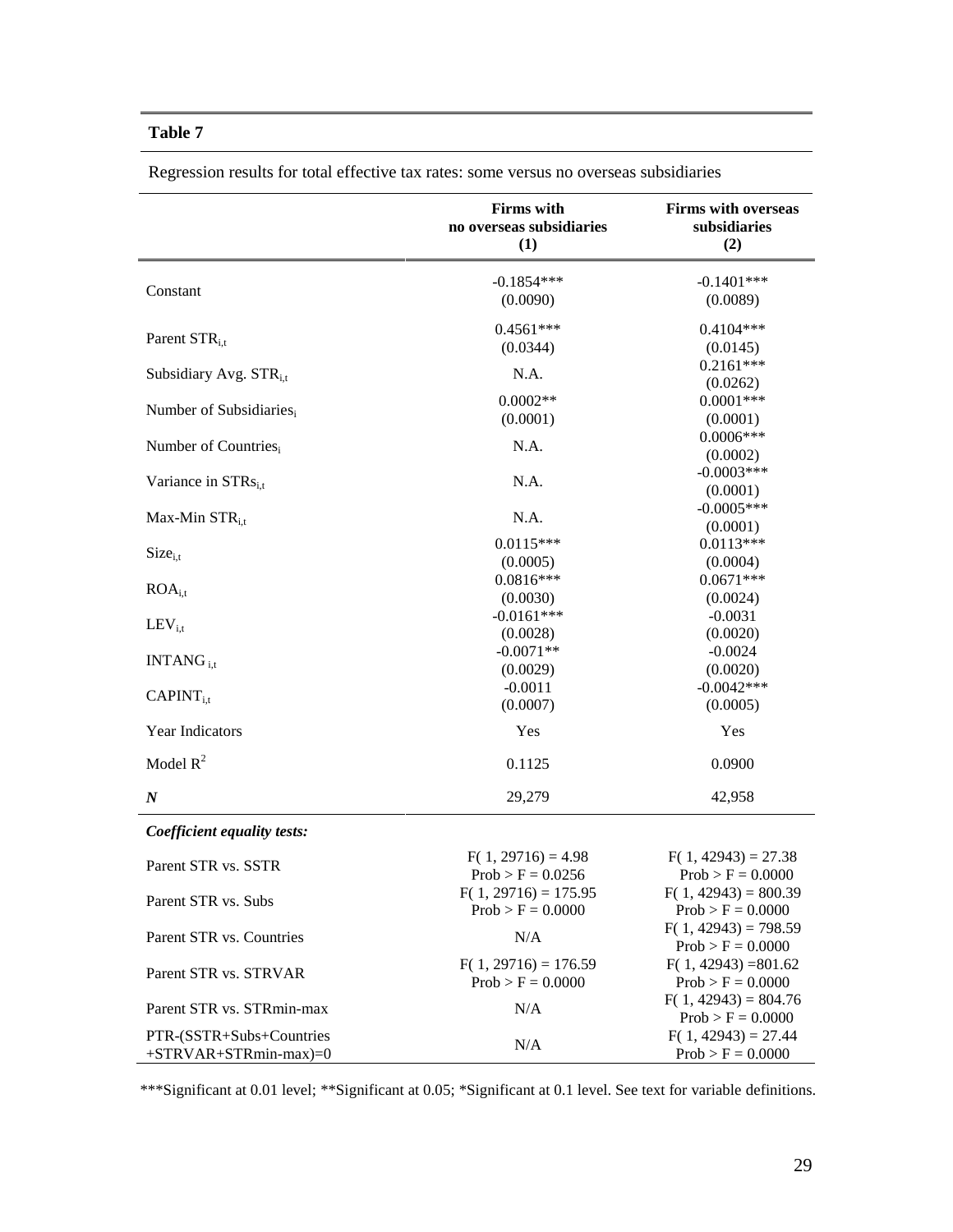**Table 7**

Regression results for total effective tax rates: some versus no overseas subsidiaries

| | Firms with no overseas subsidiaries (1) | Firms with overseas subsidiaries (2) |
|---|---|---|
| Constant | -0.1854*** (0.0090) | -0.1401*** (0.0089) |
| Parent $STR_{i,t}$ | 0.4561*** (0.0344) | 0.4104*** (0.0145) |
| Subsidiary Avg. $STR_{i,t}$ | N.A. | 0.2161*** (0.0262) |
| Number of $Subsidiaries_i$ | 0.0002** (0.0001) | 0.0001*** (0.0001) |
| Number of $Countries_i$ | N.A. | 0.0006*** (0.0002) |
| Variance in $STRs_{i,t}$ | N.A. | -0.0003*** (0.0001) |
| Max-Min $STR_{i,t}$ | N.A. | -0.0005*** (0.0001) |
| $Size_{i,t}$ | 0.0115*** (0.0005) | 0.0113*** (0.0004) |
| $ROA_{i,t}$ | 0.0816*** (0.0030) | 0.0671*** (0.0024) |
| $LEV_{i,t}$ | -0.0161*** (0.0028) | -0.0031 (0.0020) |
| $INTANG_{i,t}$ | -0.0071** (0.0029) | -0.0024 (0.0020) |
| $CAPINT_{i,t}$ | -0.0011 (0.0007) | -0.0042*** (0.0005) |
| Year Indicators | Yes | Yes |
| Model $R^2$ | 0.1125 | 0.0900 |
| ***N*** | 29,279 | 42,958 |
| ***Coefficient equality tests:*** | | |
| Parent STR vs. SSTR | $F(1, 29716) = 4.98$ Prob > F = 0.0256 | $F(1, 42943) = 27.38$ Prob > F = 0.0000 |
| Parent STR vs. Subs | $F(1, 29716) = 175.95$ Prob > F = 0.0000 | $F(1, 42943) = 800.39$ Prob > F = 0.0000 |
| Parent STR vs. Countries | N/A | $F(1, 42943) = 798.59$ Prob > F = 0.0000 |
| Parent STR vs. STRVAR | $F(1, 29716) = 176.59$ Prob > F = 0.0000 | $F(1, 42943) = 801.62$ Prob > F = 0.0000 |
| Parent STR vs. STRmin-max | N/A | $F(1, 42943) = 804.76$ Prob > F = 0.0000 |
| PTR-(SSTR+Subs+Countries +STRVAR+STRmin-max)=0 | N/A | $F(1, 42943) = 27.44$ Prob > F = 0.0000 |

***Significant at 0.01 level; **Significant at 0.05; *Significant at 0.1 level. See text for variable definitions.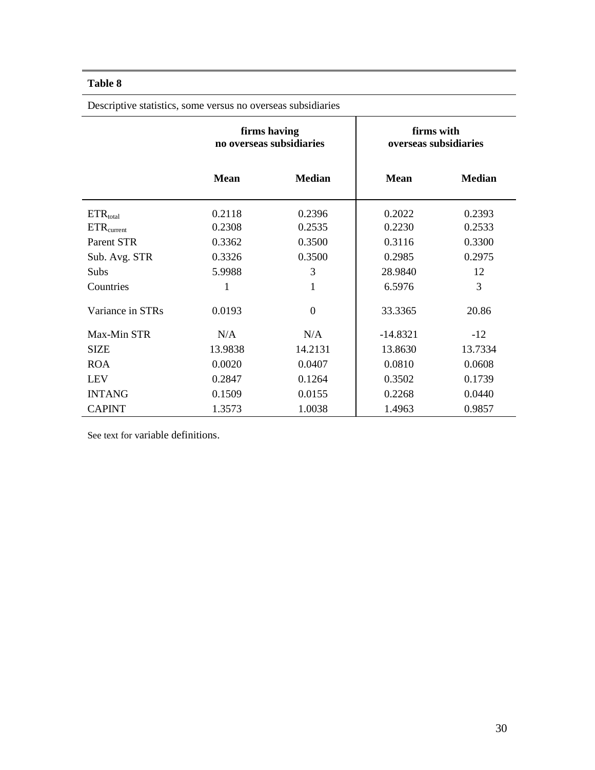**Table 8**

Descriptive statistics, some versus no overseas subsidiaries

| | firms having no overseas subsidiaries | | firms with overseas subsidiaries | |
|---|---|---|---|---|
| | **Mean** | **Median** | **Mean** | **Median** |
| $ETR_{total}$ | 0.2118 | 0.2396 | 0.2022 | 0.2393 |
| $ETR_{current}$ | 0.2308 | 0.2535 | 0.2230 | 0.2533 |
| Parent STR | 0.3362 | 0.3500 | 0.3116 | 0.3300 |
| Sub. Avg. STR | 0.3326 | 0.3500 | 0.2985 | 0.2975 |
| Subs | 5.9988 | 3 | 28.9840 | 12 |
| Countries | 1 | 1 | 6.5976 | 3 |
| Variance in STRs | 0.0193 | 0 | 33.3365 | 20.86 |
| Max-Min STR | N/A | N/A | -14.8321 | -12 |
| SIZE | 13.9838 | 14.2131 | 13.8630 | 13.7334 |
| ROA | 0.0020 | 0.0407 | 0.0810 | 0.0608 |
| LEV | 0.2847 | 0.1264 | 0.3502 | 0.1739 |
| INTANG | 0.1509 | 0.0155 | 0.2268 | 0.0440 |
| CAPINT | 1.3573 | 1.0038 | 1.4963 | 0.9857 |

See text for variable definitions.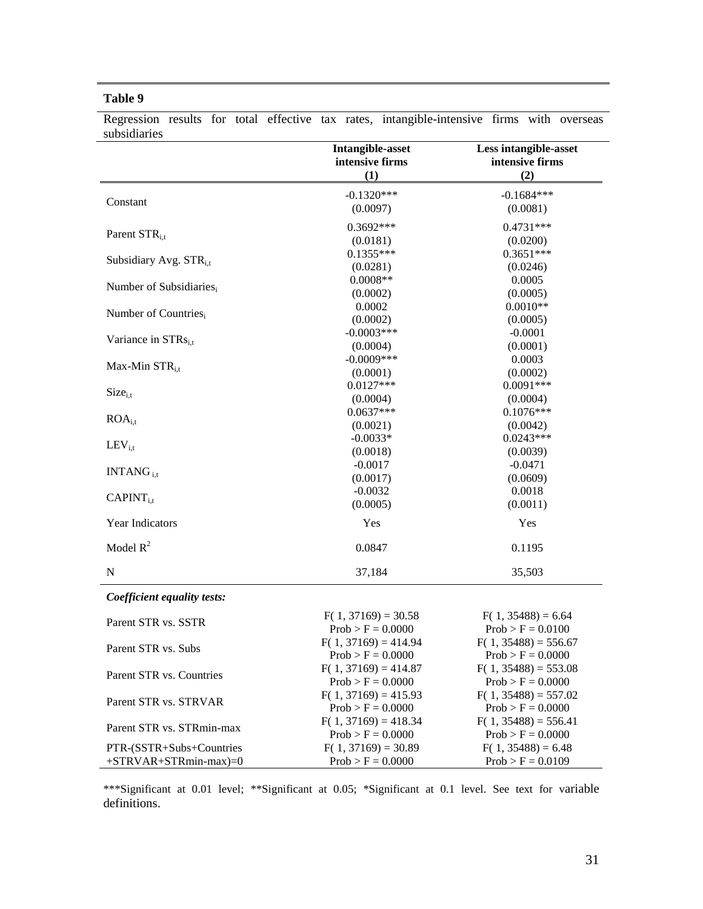**Table 9**

Regression results for total effective tax rates, intangible-intensive firms with overseas subsidiaries

| | Intangible-asset intensive firms (1) | Less intangible-asset intensive firms (2) |
|---|---|---|
| Constant | -0.1320*** (0.0097) | -0.1684*** (0.0081) |
| Parent $STR_{i,t}$ | 0.3692*** (0.0181) | 0.4731*** (0.0200) |
| Subsidiary Avg. $STR_{i,t}$ | 0.1355*** (0.0281) | 0.3651*** (0.0246) |
| Number of $Subsidiaries_{i}$ | 0.0008** (0.0002) | 0.0005 (0.0005) |
| Number of $Countries_{i}$ | 0.0002 (0.0002) | 0.0010** (0.0005) |
| Variance in $STRs_{i,t}$ | -0.0003*** (0.0004) | -0.0001 (0.0001) |
| Max-Min $STR_{i,t}$ | -0.0009*** (0.0001) | 0.0003 (0.0002) |
| $Size_{i,t}$ | 0.0127*** (0.0004) | 0.0091*** (0.0004) |
| $ROA_{i,t}$ | 0.0637*** (0.0021) | 0.1076*** (0.0042) |
| $LEV_{i,t}$ | -0.0033* (0.0018) | 0.0243*** (0.0039) |
| $INTANG_{i,t}$ | -0.0017 (0.0017) | -0.0471 (0.0609) |
| $CAPINT_{i,t}$ | -0.0032 (0.0005) | 0.0018 (0.0011) |
| Year Indicators | Yes | Yes |
| Model $R^2$ | 0.0847 | 0.1195 |
| N | 37,184 | 35,503 |
| ***Coefficient equality tests:*** | | |
| Parent STR vs. SSTR | $F(1, 37169) = 30.58$ Prob > F = 0.0000 | $F(1, 35488) = 6.64$ Prob > F = 0.0100 |
| Parent STR vs. Subs | $F(1, 37169) = 414.94$ Prob > F = 0.0000 | $F(1, 35488) = 556.67$ Prob > F = 0.0000 |
| Parent STR vs. Countries | $F(1, 37169) = 414.87$ Prob > F = 0.0000 | $F(1, 35488) = 553.08$ Prob > F = 0.0000 |
| Parent STR vs. STRVAR | $F(1, 37169) = 415.93$ Prob > F = 0.0000 | $F(1, 35488) = 557.02$ Prob > F = 0.0000 |
| Parent STR vs. STRmin-max | $F(1, 37169) = 418.34$ Prob > F = 0.0000 | $F(1, 35488) = 556.41$ Prob > F = 0.0000 |
| PTR-(SSTR+Subs+Countries +STRVAR+STRmin-max)=0 | $F(1, 37169) = 30.89$ Prob > F = 0.0000 | $F(1, 35488) = 6.48$ Prob > F = 0.0109 |

***Significant at 0.01 level; **Significant at 0.05; *Significant at 0.1 level. See text for variable definitions.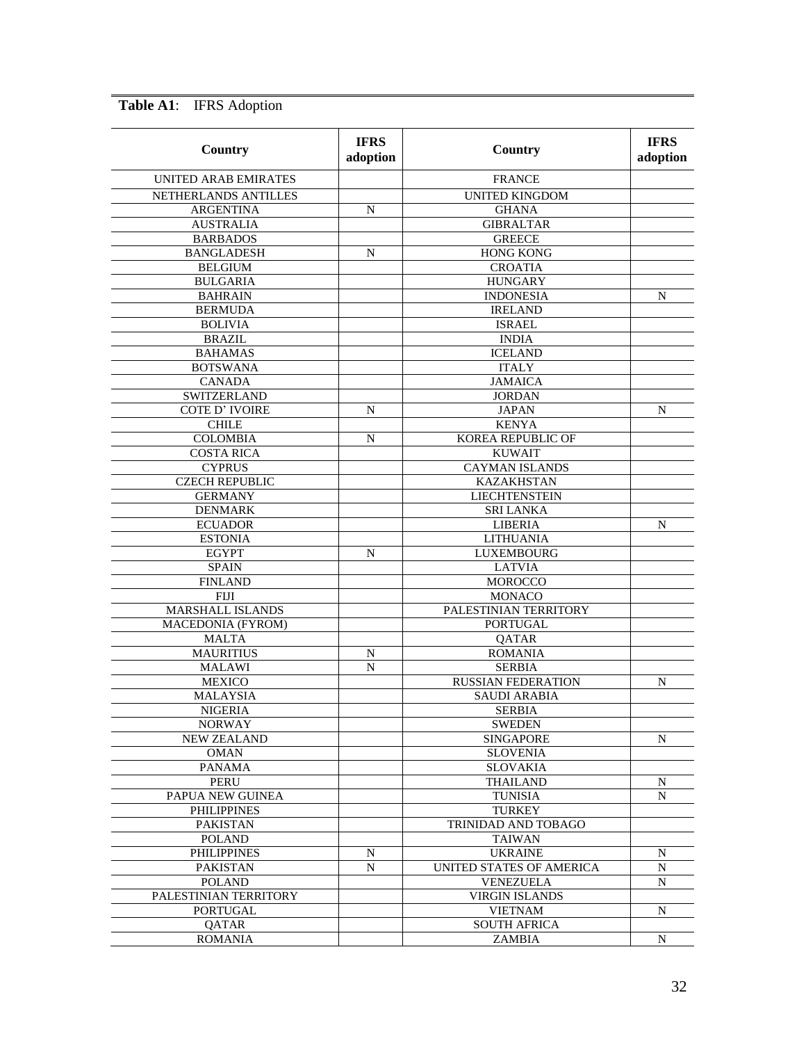**Table A1**: IFRS Adoption

| Country | IFRS adoption | Country | IFRS adoption |
|---|---|---|---|
| UNITED ARAB EMIRATES | | FRANCE | |
| NETHERLANDS ANTILLES | | UNITED KINGDOM | |
| ARGENTINA | N | GHANA | |
| AUSTRALIA | | GIBRALTAR | |
| BARBADOS | | GREECE | |
| BANGLADESH | N | HONG KONG | |
| BELGIUM | | CROATIA | |
| BULGARIA | | HUNGARY | |
| BAHRAIN | | INDONESIA | N |
| BERMUDA | | IRELAND | |
| BOLIVIA | | ISRAEL | |
| BRAZIL | | INDIA | |
| BAHAMAS | | ICELAND | |
| BOTSWANA | | ITALY | |
| CANADA | | JAMAICA | |
| SWITZERLAND | | JORDAN | |
| COTE D' IVOIRE | N | JAPAN | N |
| CHILE | | KENYA | |
| COLOMBIA | N | KOREA REPUBLIC OF | |
| COSTA RICA | | KUWAIT | |
| CYPRUS | | CAYMAN ISLANDS | |
| CZECH REPUBLIC | | KAZAKHSTAN | |
| GERMANY | | LIECHTENSTEIN | |
| DENMARK | | SRI LANKA | |
| ECUADOR | | LIBERIA | N |
| ESTONIA | | LITHUANIA | |
| EGYPT | N | LUXEMBOURG | |
| SPAIN | | LATVIA | |
| FINLAND | | MOROCCO | |
| FIJI | | MONACO | |
| MARSHALL ISLANDS | | PALESTINIAN TERRITORY | |
| MACEDONIA (FYROM) | | PORTUGAL | |
| MALTA | | QATAR | |
| MAURITIUS | N | ROMANIA | |
| MALAWI | N | SERBIA | |
| MEXICO | | RUSSIAN FEDERATION | N |
| MALAYSIA | | SAUDI ARABIA | |
| NIGERIA | | SERBIA | |
| NORWAY | | SWEDEN | |
| NEW ZEALAND | | SINGAPORE | N |
| OMAN | | SLOVENIA | |
| PANAMA | | SLOVAKIA | |
| PERU | | THAILAND | N |
| PAPUA NEW GUINEA | | TUNISIA | N |
| PHILIPPINES | | TURKEY | |
| PAKISTAN | | TRINIDAD AND TOBAGO | |
| POLAND | | TAIWAN | |
| PHILIPPINES | N | UKRAINE | N |
| PAKISTAN | N | UNITED STATES OF AMERICA | N |
| POLAND | | VENEZUELA | N |
| PALESTINIAN TERRITORY | | VIRGIN ISLANDS | |
| PORTUGAL | | VIETNAM | N |
| QATAR | | SOUTH AFRICA | |
| ROMANIA | | ZAMBIA | N |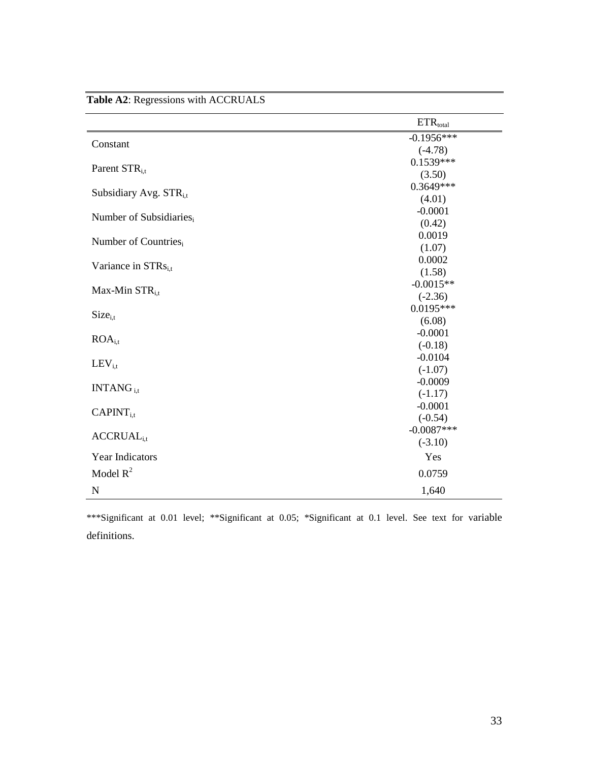**Table A2**: Regressions with ACCRUALS

| | $ETR_{total}$ |
|---|---|
| Constant | -0.1956*** |
| | (-4.78) |
| Parent $STR_{i,t}$ | 0.1539*** |
| | (3.50) |
| Subsidiary Avg. $STR_{i,t}$ | 0.3649*** |
| | (4.01) |
| Number of $Subsidiaries_{i}$ | -0.0001 |
| | (0.42) |
| Number of $Countries_{i}$ | 0.0019 |
| | (1.07) |
| Variance in $STRs_{i,t}$ | 0.0002 |
| | (1.58) |
| Max-Min $STR_{i,t}$ | -0.0015** |
| | (-2.36) |
| $Size_{i,t}$ | 0.0195*** |
| | (6.08) |
| $ROA_{i,t}$ | -0.0001 |
| | (-0.18) |
| $LEV_{i,t}$ | -0.0104 |
| | (-1.07) |
| $INTANG_{i,t}$ | -0.0009 |
| | (-1.17) |
| $CAPINT_{i,t}$ | -0.0001 |
| | (-0.54) |
| $ACCRUAL_{i,t}$ | -0.0087*** |
| | (-3.10) |
| Year Indicators | Yes |
| Model $R^2$ | 0.0759 |
| N | 1,640 |

***Significant at 0.01 level; **Significant at 0.05; *Significant at 0.1 level. See text for variable definitions.